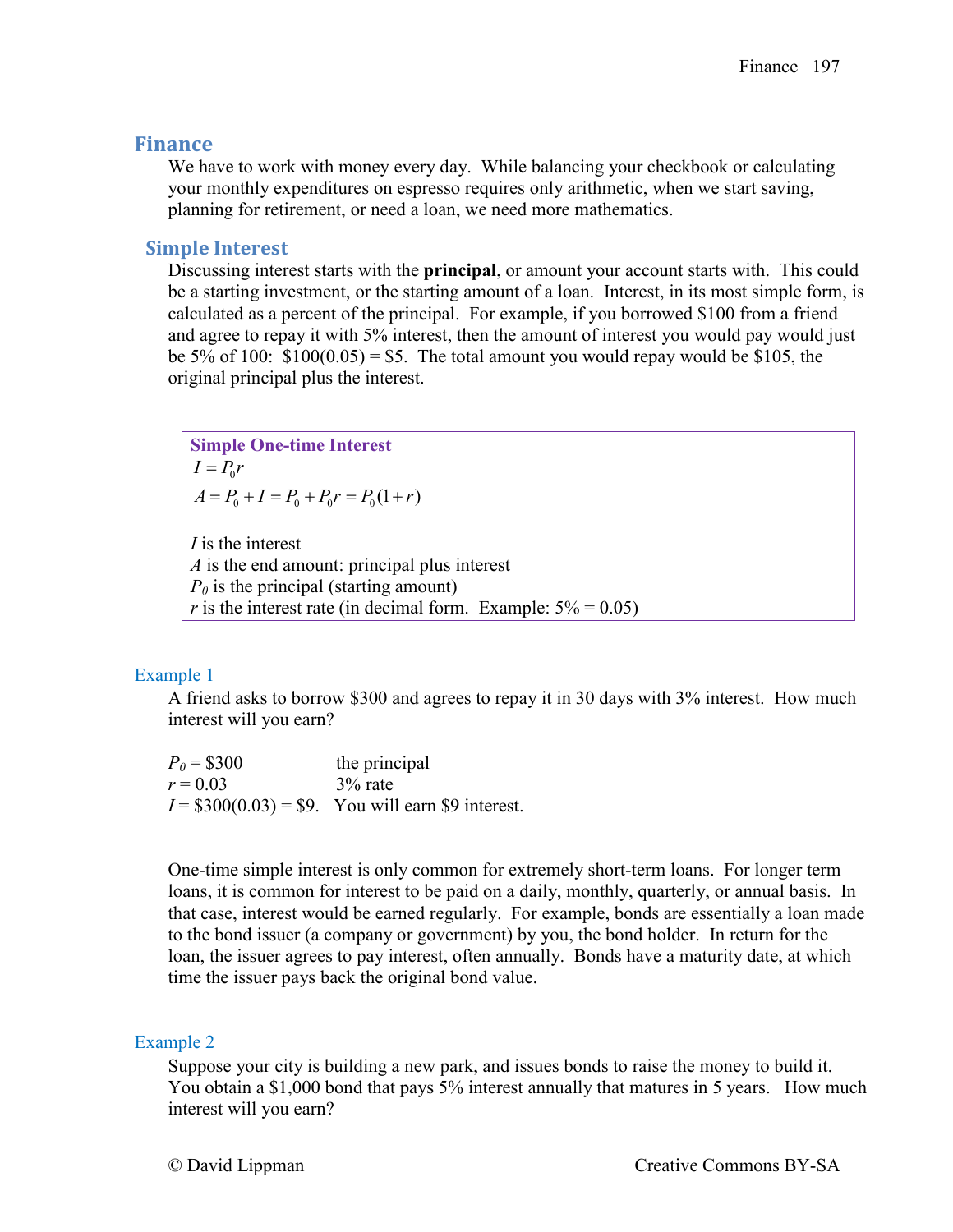# Finance

We have to work with money every day. While balancing your checkbook or calculating your monthly expenditures on espresso requires only arithmetic, when we start saving, planning for retirement, or need a loan, we need more mathematics.

## Simple Interest

Discussing interest starts with the **principal**, or amount your account starts with. This could be a starting investment, or the starting amount of a loan. Interest, in its most simple form, is calculated as a percent of the principal. For example, if you borrowed \$100 from a friend and agree to repay it with 5% interest, then the amount of interest you would pay would just be 5% of 100: \$100(0.05) = \$5. The total amount you would repay would be \$105, the original principal plus the interest.

> **Simple One-time Interest**
>
> $I = P_0 r$
>
> $A = P_0 + I = P_0 + P_0 r = P_0(1 + r)$
>
> $I$ is the interest
> $A$ is the end amount: principal plus interest
> $P_0$ is the principal (starting amount)
> $r$ is the interest rate (in decimal form. Example: 5% = 0.05)

### Example 1

A friend asks to borrow \$300 and agrees to repay it in 30 days with 3% interest. How much interest will you earn?

$P_0$ = \$300 the principal
$r$ = 0.03 3% rate
$I$ = \$300(0.03) = \$9. You will earn \$9 interest.

One-time simple interest is only common for extremely short-term loans. For longer term loans, it is common for interest to be paid on a daily, monthly, quarterly, or annual basis. In that case, interest would be earned regularly. For example, bonds are essentially a loan made to the bond issuer (a company or government) by you, the bond holder. In return for the loan, the issuer agrees to pay interest, often annually. Bonds have a maturity date, at which time the issuer pays back the original bond value.

### Example 2

Suppose your city is building a new park, and issues bonds to raise the money to build it. You obtain a \$1,000 bond that pays 5% interest annually that matures in 5 years. How much interest will you earn?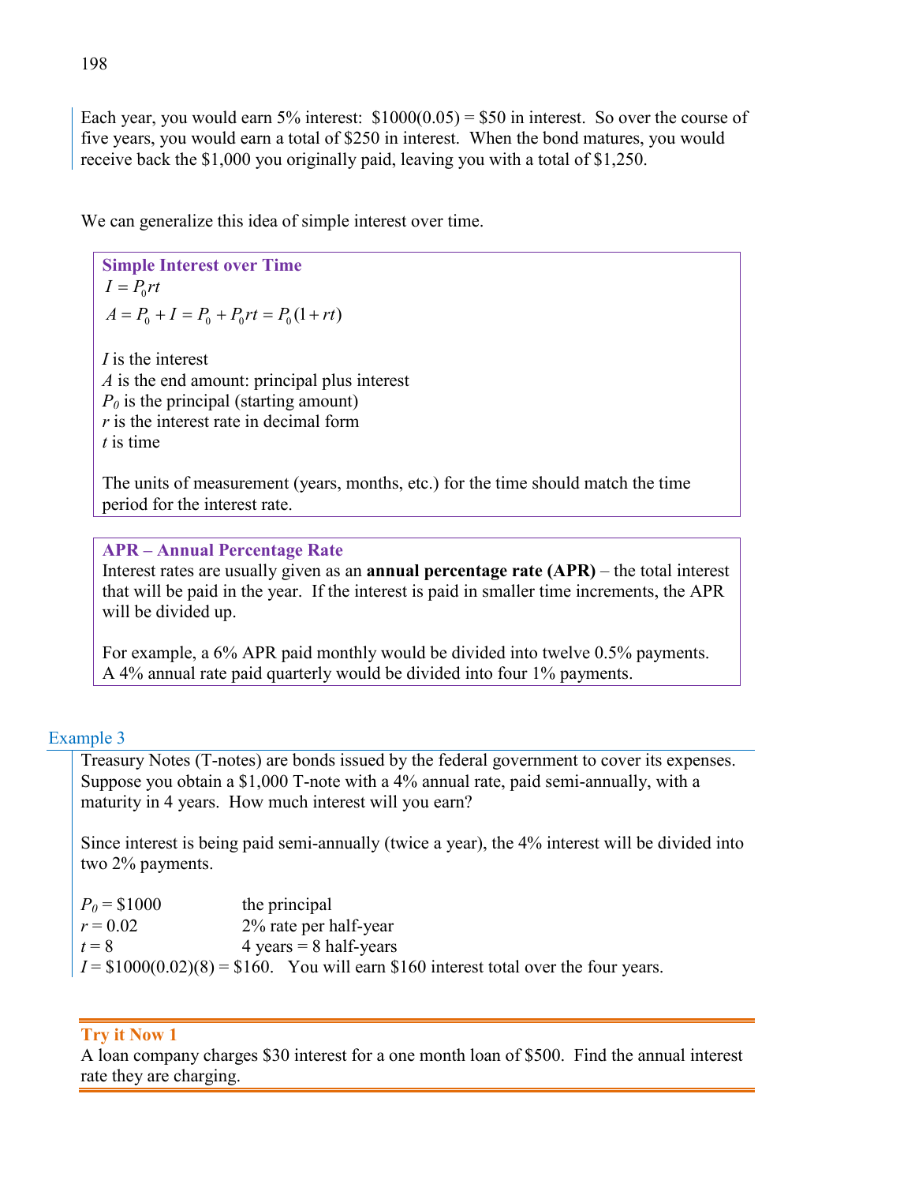Each year, you would earn 5% interest: $1000(0.05) = $50 in interest. So over the course of five years, you would earn a total of $250 in interest. When the bond matures, you would receive back the $1,000 you originally paid, leaving you with a total of $1,250.

We can generalize this idea of simple interest over time.

**Simple Interest over Time**

$I = P_0 rt$

$A = P_0 + I = P_0 + P_0 rt = P_0(1 + rt)$

$I$ is the interest
$A$ is the end amount: principal plus interest
$P_0$ is the principal (starting amount)
$r$ is the interest rate in decimal form
$t$ is time

The units of measurement (years, months, etc.) for the time should match the time period for the interest rate.

**APR – Annual Percentage Rate**

Interest rates are usually given as an **annual percentage rate (APR)** – the total interest that will be paid in the year. If the interest is paid in smaller time increments, the APR will be divided up.

For example, a 6% APR paid monthly would be divided into twelve 0.5% payments.
A 4% annual rate paid quarterly would be divided into four 1% payments.

### Example 3

Treasury Notes (T-notes) are bonds issued by the federal government to cover its expenses. Suppose you obtain a $1,000 T-note with a 4% annual rate, paid semi-annually, with a maturity in 4 years. How much interest will you earn?

Since interest is being paid semi-annually (twice a year), the 4% interest will be divided into two 2% payments.

$P_0 = \$1000$ the principal
$r = 0.02$ 2% rate per half-year
$t = 8$ 4 years = 8 half-years
$I = \$1000(0.02)(8) = \$160$. You will earn $160 interest total over the four years.

**Try it Now 1**

A loan company charges $30 interest for a one month loan of $500. Find the annual interest rate they are charging.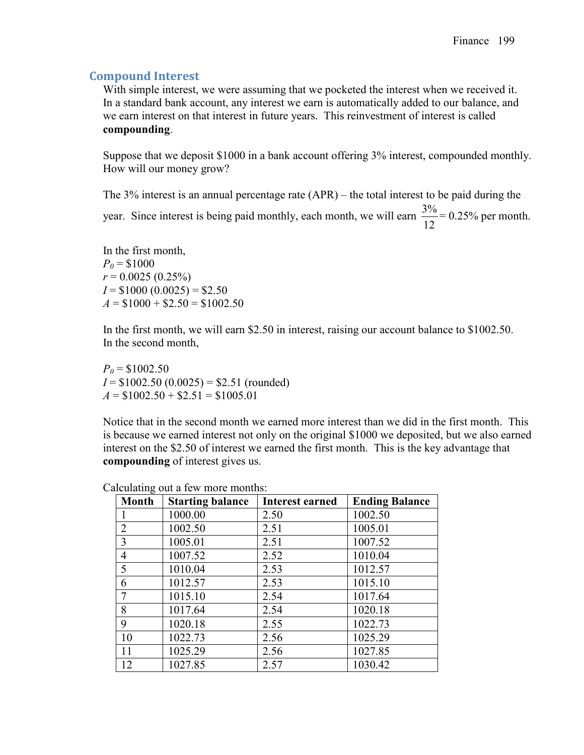## Compound Interest

With simple interest, we were assuming that we pocketed the interest when we received it. In a standard bank account, any interest we earn is automatically added to our balance, and we earn interest on that interest in future years. This reinvestment of interest is called **compounding**.

Suppose that we deposit \$1000 in a bank account offering 3% interest, compounded monthly. How will our money grow?

The 3% interest is an annual percentage rate (APR) – the total interest to be paid during the year. Since interest is being paid monthly, each month, we will earn $\frac{3\%}{12} = 0.25\%$ per month.

In the first month,
$P_0$ = \$1000
$r$ = 0.0025 (0.25%)
$I$ = \$1000 (0.0025) = \$2.50
$A$ = \$1000 + \$2.50 = \$1002.50

In the first month, we will earn \$2.50 in interest, raising our account balance to \$1002.50. In the second month,

$P_0$ = \$1002.50
$I$ = \$1002.50 (0.0025) = \$2.51 (rounded)
$A$ = \$1002.50 + \$2.51 = \$1005.01

Notice that in the second month we earned more interest than we did in the first month. This is because we earned interest not only on the original \$1000 we deposited, but we also earned interest on the \$2.50 of interest we earned the first month. This is the key advantage that **compounding** of interest gives us.

Calculating out a few more months:

| Month | Starting balance | Interest earned | Ending Balance |
|---|---|---|---|
| 1 | 1000.00 | 2.50 | 1002.50 |
| 2 | 1002.50 | 2.51 | 1005.01 |
| 3 | 1005.01 | 2.51 | 1007.52 |
| 4 | 1007.52 | 2.52 | 1010.04 |
| 5 | 1010.04 | 2.53 | 1012.57 |
| 6 | 1012.57 | 2.53 | 1015.10 |
| 7 | 1015.10 | 2.54 | 1017.64 |
| 8 | 1017.64 | 2.54 | 1020.18 |
| 9 | 1020.18 | 2.55 | 1022.73 |
| 10 | 1022.73 | 2.56 | 1025.29 |
| 11 | 1025.29 | 2.56 | 1027.85 |
| 12 | 1027.85 | 2.57 | 1030.42 |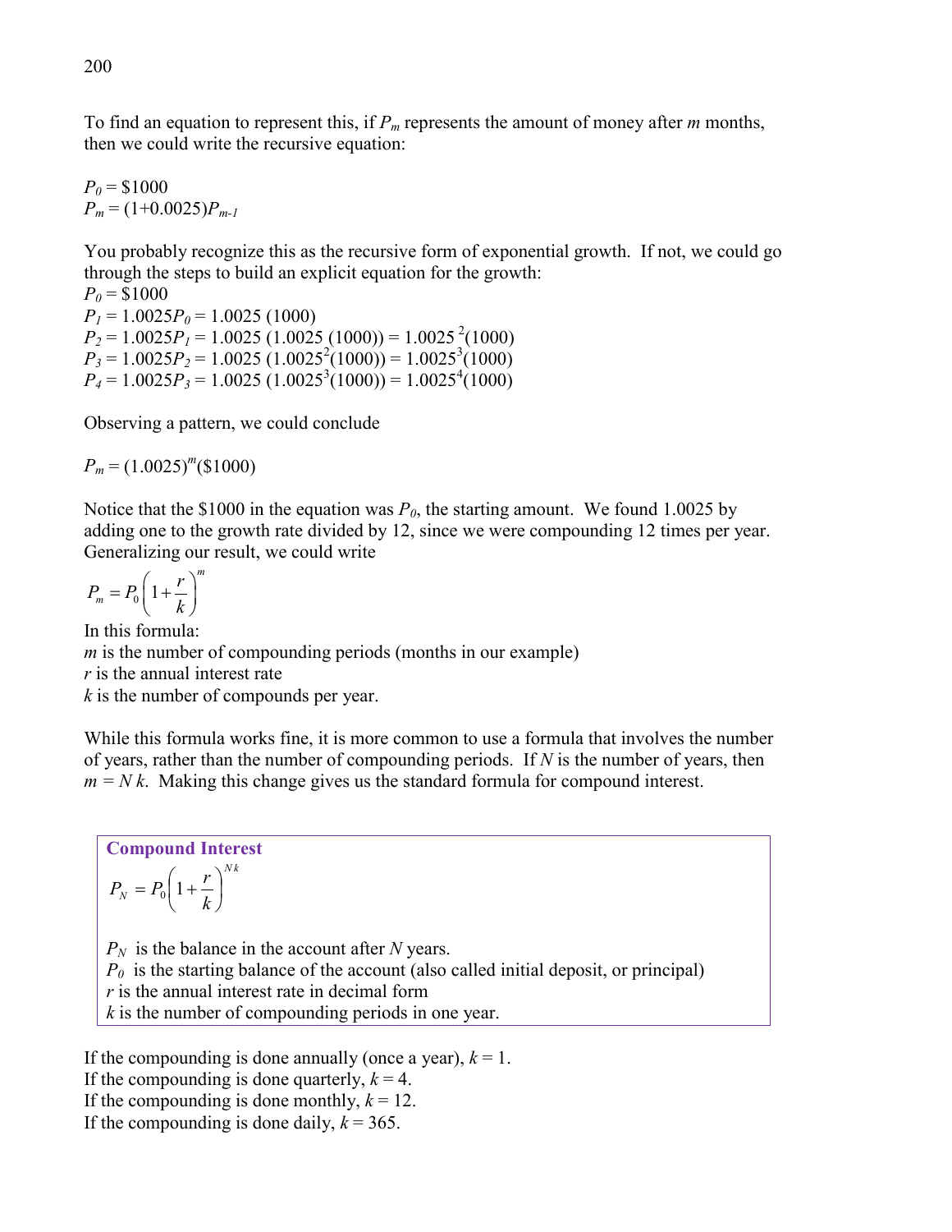To find an equation to represent this, if $P_m$ represents the amount of money after *m* months, then we could write the recursive equation:

$P_0$ = \$1000
$P_m = (1+0.0025)P_{m-1}$

You probably recognize this as the recursive form of exponential growth. If not, we could go through the steps to build an explicit equation for the growth:
$P_0$ = \$1000
$P_1 = 1.0025P_0 = 1.0025\ (1000)$
$P_2 = 1.0025P_1 = 1.0025\ (1.0025\ (1000)) = 1.0025^2(1000)$
$P_3 = 1.0025P_2 = 1.0025\ (1.0025^2(1000)) = 1.0025^3(1000)$
$P_4 = 1.0025P_3 = 1.0025\ (1.0025^3(1000)) = 1.0025^4(1000)$

Observing a pattern, we could conclude

$P_m = (1.0025)^m(\$1000)$

Notice that the \$1000 in the equation was $P_0$, the starting amount. We found 1.0025 by adding one to the growth rate divided by 12, since we were compounding 12 times per year. Generalizing our result, we could write

$$P_m = P_0\left(1+\frac{r}{k}\right)^m$$

In this formula:
*m* is the number of compounding periods (months in our example)
*r* is the annual interest rate
*k* is the number of compounds per year.

While this formula works fine, it is more common to use a formula that involves the number of years, rather than the number of compounding periods. If *N* is the number of years, then $m = N\,k$. Making this change gives us the standard formula for compound interest.

**Compound Interest**

$$P_N = P_0\left(1+\frac{r}{k}\right)^{Nk}$$

$P_N$ is the balance in the account after *N* years.
$P_0$ is the starting balance of the account (also called initial deposit, or principal)
*r* is the annual interest rate in decimal form
*k* is the number of compounding periods in one year.

If the compounding is done annually (once a year), $k = 1$.
If the compounding is done quarterly, $k = 4$.
If the compounding is done monthly, $k = 12$.
If the compounding is done daily, $k = 365$.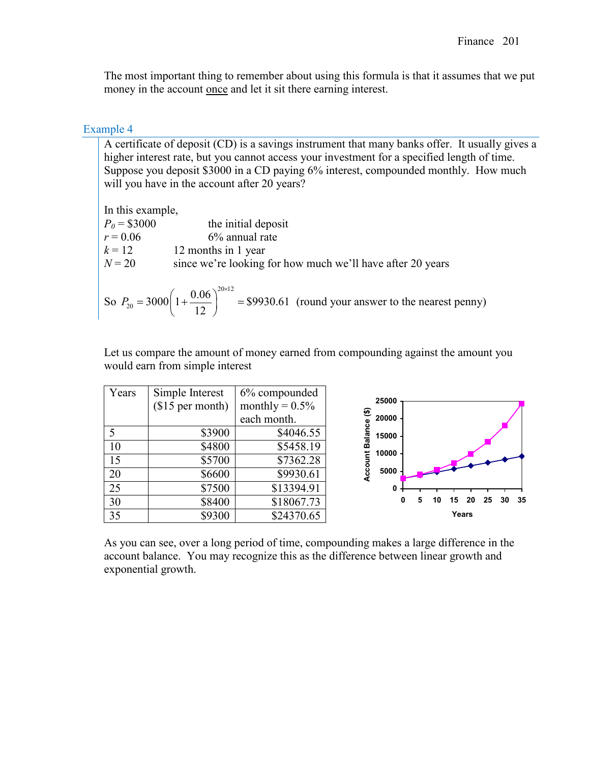The most important thing to remember about using this formula is that it assumes that we put money in the account once and let it sit there earning interest.

### Example 4

A certificate of deposit (CD) is a savings instrument that many banks offer. It usually gives a higher interest rate, but you cannot access your investment for a specified length of time. Suppose you deposit $3000 in a CD paying 6% interest, compounded monthly. How much will you have in the account after 20 years?

In this example,

$P_0 = \$3000$ the initial deposit
$r = 0.06$ 6% annual rate
$k = 12$ 12 months in 1 year
$N = 20$ since we're looking for how much we'll have after 20 years

So $P_{20} = 3000\left(1+\frac{0.06}{12}\right)^{20\times 12} = \$9930.61$ (round your answer to the nearest penny)

Let us compare the amount of money earned from compounding against the amount you would earn from simple interest

| Years | Simple Interest ($15 per month) | 6% compounded monthly = 0.5% each month. |
|---|---|---|
| 5 | $3900 | $4046.55 |
| 10 | $4800 | $5458.19 |
| 15 | $5700 | $7362.28 |
| 20 | $6600 | $9930.61 |
| 25 | $7500 | $13394.91 |
| 30 | $8400 | $18067.73 |
| 35 | $9300 | $24370.65 |

As you can see, over a long period of time, compounding makes a large difference in the account balance. You may recognize this as the difference between linear growth and exponential growth.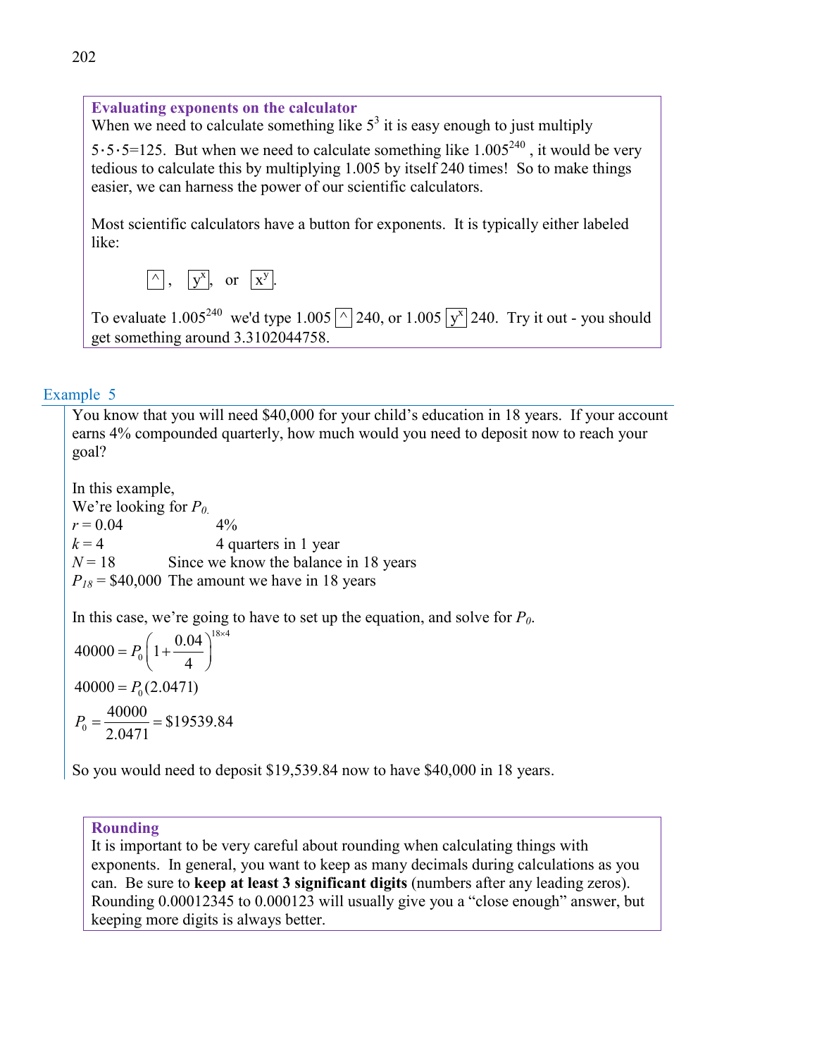**Evaluating exponents on the calculator**

When we need to calculate something like $5^3$ it is easy enough to just multiply $5 \cdot 5 \cdot 5 = 125$. But when we need to calculate something like $1.005^{240}$, it would be very tedious to calculate this by multiplying 1.005 by itself 240 times! So to make things easier, we can harness the power of our scientific calculators.

Most scientific calculators have a button for exponents. It is typically either labeled like:

[^], [$y^x$], or [$x^y$].

To evaluate $1.005^{240}$ we'd type 1.005 [^] 240, or 1.005 [$y^x$] 240. Try it out - you should get something around 3.3102044758.

## Example 5

You know that you will need $40,000 for your child's education in 18 years. If your account earns 4% compounded quarterly, how much would you need to deposit now to reach your goal?

In this example,

We're looking for $P_0$.

$r = 0.04$ 4%

$k = 4$ 4 quarters in 1 year

$N = 18$ Since we know the balance in 18 years

$P_{18} = \$40,000$ The amount we have in 18 years

In this case, we're going to have to set up the equation, and solve for $P_0$.

$$40000 = P_0\left(1+\frac{0.04}{4}\right)^{18\times 4}$$

$$40000 = P_0(2.0471)$$

$$P_0 = \frac{40000}{2.0471} = \$19539.84$$

So you would need to deposit $19,539.84 now to have $40,000 in 18 years.

**Rounding**

It is important to be very careful about rounding when calculating things with exponents. In general, you want to keep as many decimals during calculations as you can. Be sure to **keep at least 3 significant digits** (numbers after any leading zeros). Rounding 0.00012345 to 0.000123 will usually give you a "close enough" answer, but keeping more digits is always better.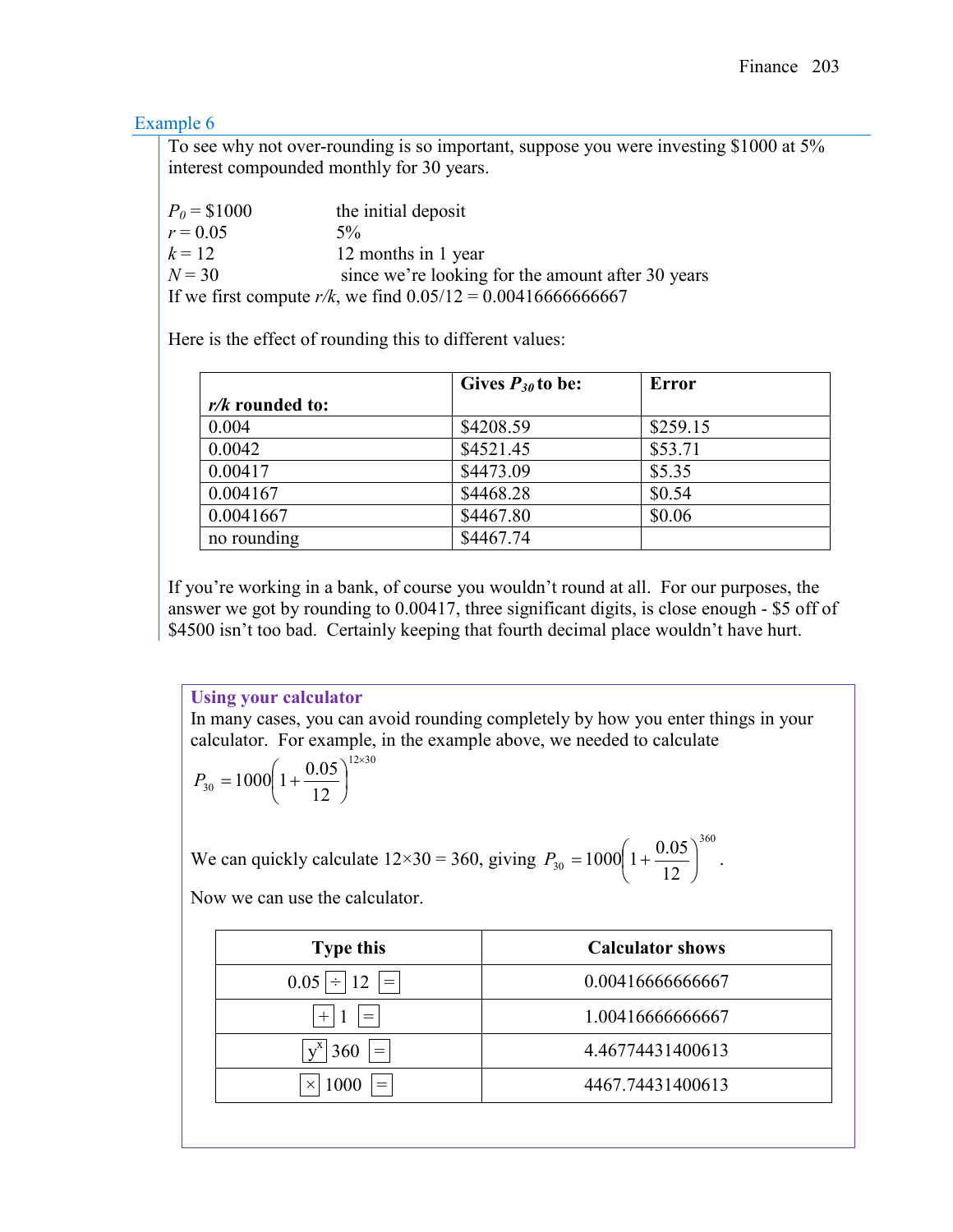### Example 6

To see why not over-rounding is so important, suppose you were investing $1000 at 5% interest compounded monthly for 30 years.

$P_0$ = $1000 the initial deposit
$r$ = 0.05 5%
$k$ = 12 12 months in 1 year
$N$ = 30 since we're looking for the amount after 30 years

If we first compute $r/k$, we find 0.05/12 = 0.00416666666667

Here is the effect of rounding this to different values:

| ***r/k* rounded to:** | **Gives $P_{30}$ to be:** | **Error** |
|---|---|---|
| 0.004 | $4208.59 | $259.15 |
| 0.0042 | $4521.45 | $53.71 |
| 0.00417 | $4473.09 | $5.35 |
| 0.004167 | $4468.28 | $0.54 |
| 0.0041667 | $4467.80 | $0.06 |
| no rounding | $4467.74 | |

If you're working in a bank, of course you wouldn't round at all. For our purposes, the answer we got by rounding to 0.00417, three significant digits, is close enough - $5 off of $4500 isn't too bad. Certainly keeping that fourth decimal place wouldn't have hurt.

### Using your calculator

In many cases, you can avoid rounding completely by how you enter things in your calculator. For example, in the example above, we needed to calculate

$$P_{30} = 1000\left(1 + \frac{0.05}{12}\right)^{12 \times 30}$$

We can quickly calculate 12×30 = 360, giving $P_{30} = 1000\left(1 + \frac{0.05}{12}\right)^{360}$.

Now we can use the calculator.

| Type this | Calculator shows |
|---|---|
| 0.05 [÷] 12 [=] | 0.00416666666667 |
| [+] 1 [=] | 1.00416666666667 |
| [$y^x$] 360 [=] | 4.46774431400613 |
| [×] 1000 [=] | 4467.74431400613 |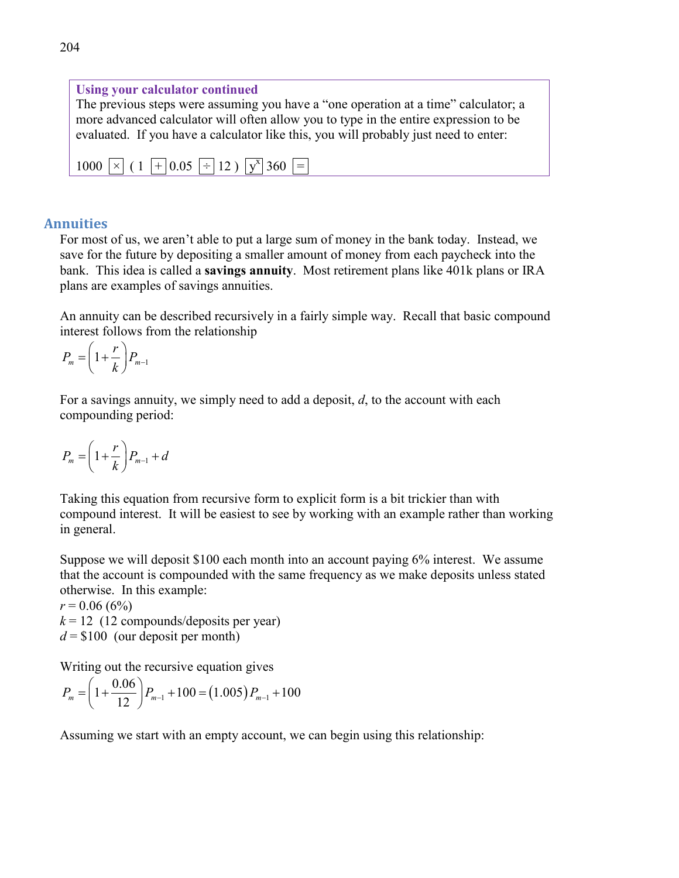**Using your calculator continued**

The previous steps were assuming you have a "one operation at a time" calculator; a more advanced calculator will often allow you to type in the entire expression to be evaluated. If you have a calculator like this, you will probably just need to enter:

1000 [×] ( 1 [+] 0.05 [÷] 12 ) [$y^x$] 360 [=]

## Annuities

For most of us, we aren't able to put a large sum of money in the bank today. Instead, we save for the future by depositing a smaller amount of money from each paycheck into the bank. This idea is called a **savings annuity**. Most retirement plans like 401k plans or IRA plans are examples of savings annuities.

An annuity can be described recursively in a fairly simple way. Recall that basic compound interest follows from the relationship

$$P_m = \left(1 + \frac{r}{k}\right) P_{m-1}$$

For a savings annuity, we simply need to add a deposit, *d*, to the account with each compounding period:

$$P_m = \left(1 + \frac{r}{k}\right) P_{m-1} + d$$

Taking this equation from recursive form to explicit form is a bit trickier than with compound interest. It will be easiest to see by working with an example rather than working in general.

Suppose we will deposit \$100 each month into an account paying 6% interest. We assume that the account is compounded with the same frequency as we make deposits unless stated otherwise. In this example:

$r$ = 0.06 (6%)

$k$ = 12 (12 compounds/deposits per year)

$d$ = \$100 (our deposit per month)

Writing out the recursive equation gives

$$P_m = \left(1 + \frac{0.06}{12}\right) P_{m-1} + 100 = (1.005) P_{m-1} + 100$$

Assuming we start with an empty account, we can begin using this relationship: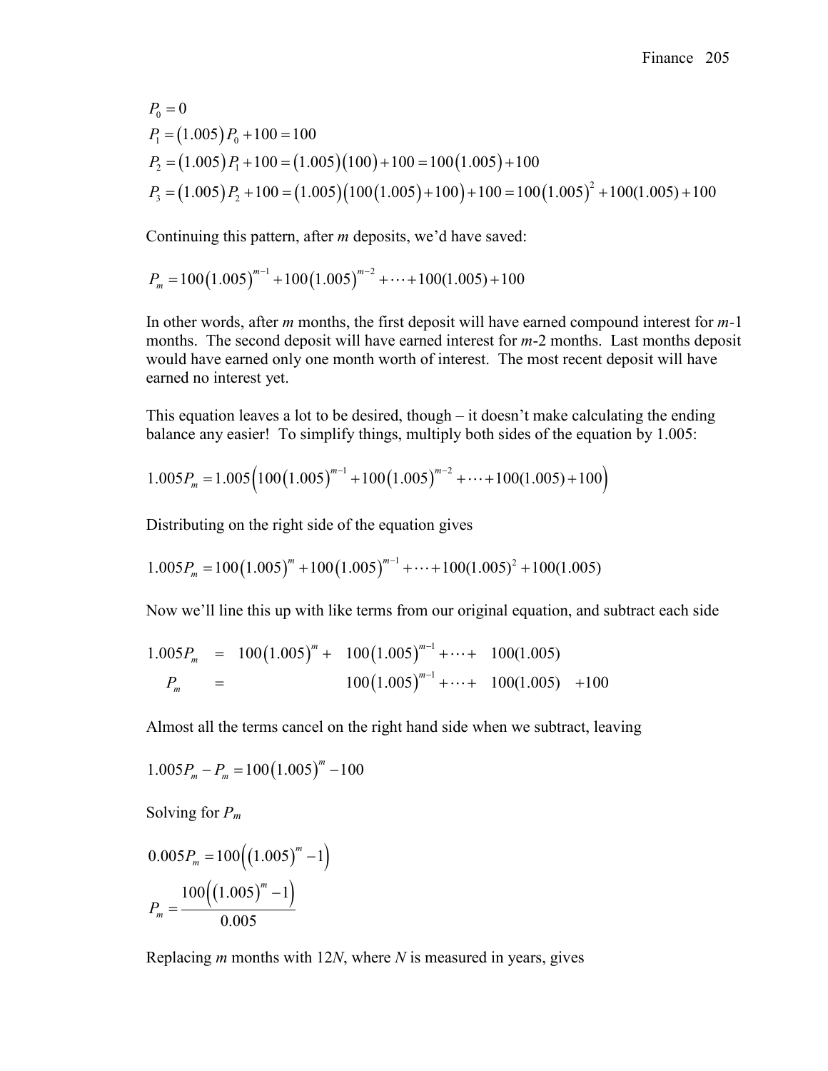$$P_0 = 0$$
$$P_1 = (1.005)P_0 + 100 = 100$$
$$P_2 = (1.005)P_1 + 100 = (1.005)(100) + 100 = 100(1.005) + 100$$
$$P_3 = (1.005)P_2 + 100 = (1.005)\big(100(1.005) + 100\big) + 100 = 100(1.005)^2 + 100(1.005) + 100$$

Continuing this pattern, after *m* deposits, we'd have saved:

$$P_m = 100(1.005)^{m-1} + 100(1.005)^{m-2} + \cdots + 100(1.005) + 100$$

In other words, after *m* months, the first deposit will have earned compound interest for *m*-1 months. The second deposit will have earned interest for *m*-2 months. Last months deposit would have earned only one month worth of interest. The most recent deposit will have earned no interest yet.

This equation leaves a lot to be desired, though – it doesn't make calculating the ending balance any easier! To simplify things, multiply both sides of the equation by 1.005:

$$1.005P_m = 1.005\Big(100(1.005)^{m-1} + 100(1.005)^{m-2} + \cdots + 100(1.005) + 100\Big)$$

Distributing on the right side of the equation gives

$$1.005P_m = 100(1.005)^m + 100(1.005)^{m-1} + \cdots + 100(1.005)^2 + 100(1.005)$$

Now we'll line this up with like terms from our original equation, and subtract each side

$$\begin{aligned}
1.005P_m &= 100(1.005)^m + 100(1.005)^{m-1} + \cdots + 100(1.005) \\
P_m &= \phantom{100(1.005)^m +} 100(1.005)^{m-1} + \cdots + 100(1.005) + 100
\end{aligned}$$

Almost all the terms cancel on the right hand side when we subtract, leaving

$$1.005P_m - P_m = 100(1.005)^m - 100$$

Solving for $P_m$

$$0.005P_m = 100\big((1.005)^m - 1\big)$$

$$P_m = \frac{100\big((1.005)^m - 1\big)}{0.005}$$

Replacing *m* months with 12*N*, where *N* is measured in years, gives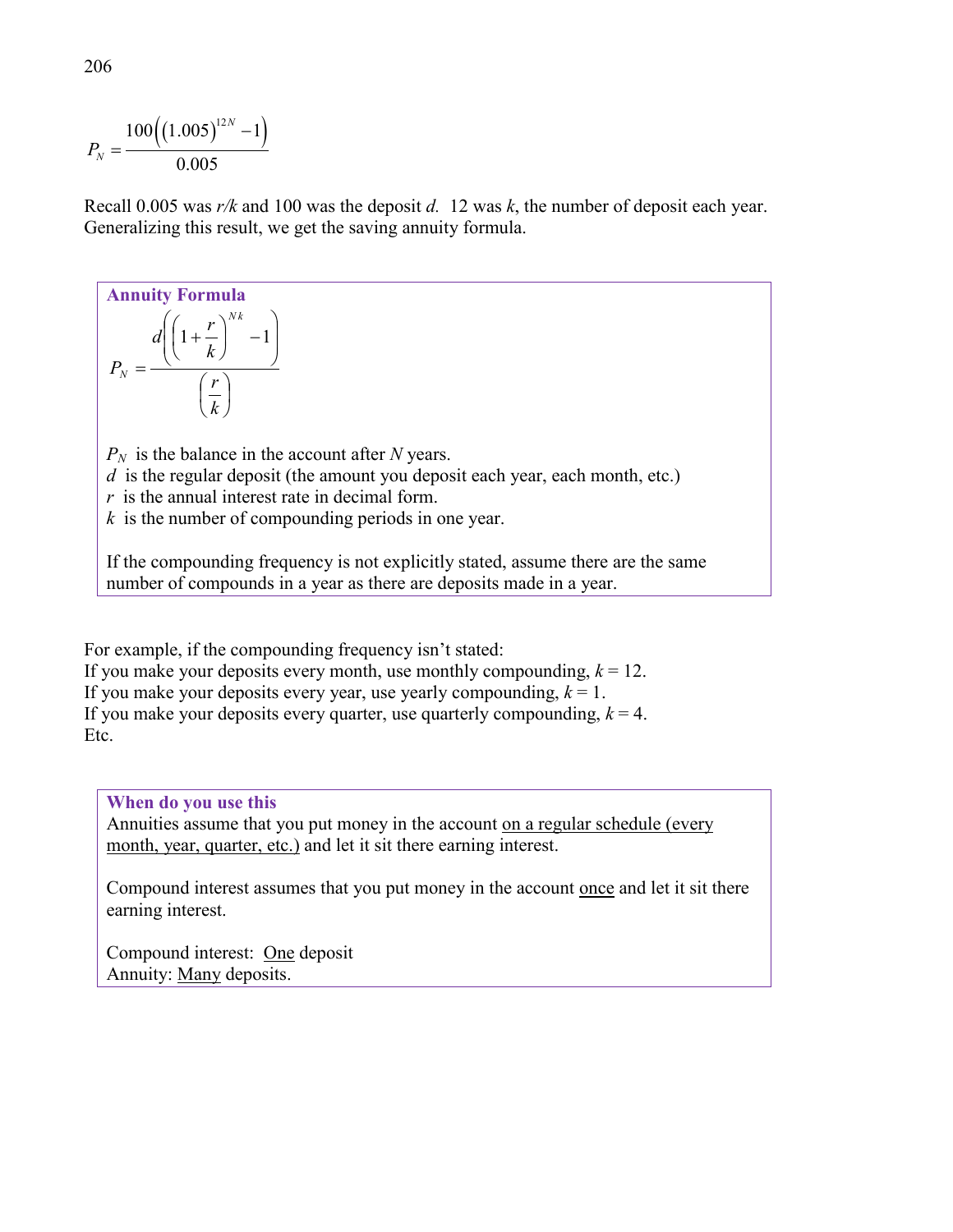$$P_N = \frac{100\left(\left(1.005\right)^{12N} - 1\right)}{0.005}$$

Recall 0.005 was $r/k$ and 100 was the deposit $d$. 12 was $k$, the number of deposit each year. Generalizing this result, we get the saving annuity formula.

> **Annuity Formula**
>
> $$P_N = \frac{d\left(\left(1+\frac{r}{k}\right)^{Nk} - 1\right)}{\left(\frac{r}{k}\right)}$$
>
> $P_N$ is the balance in the account after $N$ years.
> $d$ is the regular deposit (the amount you deposit each year, each month, etc.)
> $r$ is the annual interest rate in decimal form.
> $k$ is the number of compounding periods in one year.
>
> If the compounding frequency is not explicitly stated, assume there are the same number of compounds in a year as there are deposits made in a year.

For example, if the compounding frequency isn't stated:
If you make your deposits every month, use monthly compounding, $k = 12$.
If you make your deposits every year, use yearly compounding, $k = 1$.
If you make your deposits every quarter, use quarterly compounding, $k = 4$.
Etc.

> **When do you use this**
>
> Annuities assume that you put money in the account on a regular schedule (every month, year, quarter, etc.) and let it sit there earning interest.
>
> Compound interest assumes that you put money in the account once and let it sit there earning interest.
>
> Compound interest: One deposit
> Annuity: Many deposits.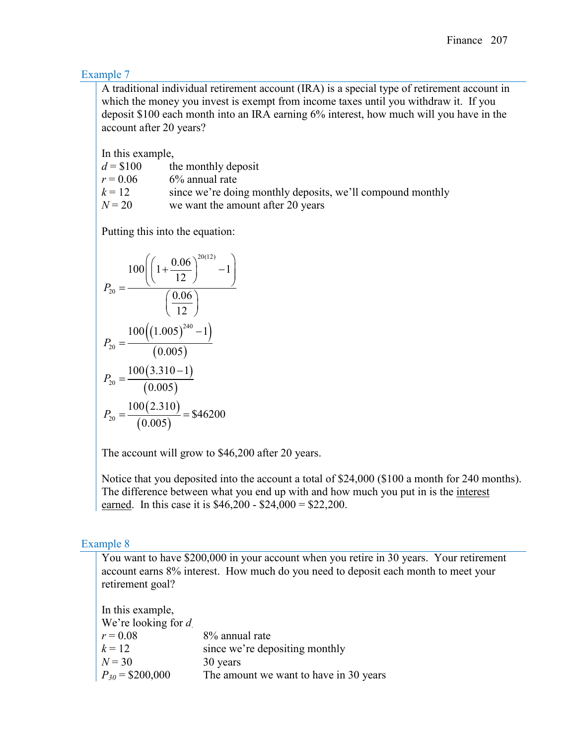### Example 7

A traditional individual retirement account (IRA) is a special type of retirement account in which the money you invest is exempt from income taxes until you withdraw it. If you deposit $100 each month into an IRA earning 6% interest, how much will you have in the account after 20 years?

In this example,

$d = \$100$ the monthly deposit
$r = 0.06$ 6% annual rate
$k = 12$ since we're doing monthly deposits, we'll compound monthly
$N = 20$ we want the amount after 20 years

Putting this into the equation:

$$P_{20} = \frac{100\left(\left(1+\frac{0.06}{12}\right)^{20(12)}-1\right)}{\left(\frac{0.06}{12}\right)}$$

$$P_{20} = \frac{100\left((1.005)^{240}-1\right)}{(0.005)}$$

$$P_{20} = \frac{100(3.310-1)}{(0.005)}$$

$$P_{20} = \frac{100(2.310)}{(0.005)} = \$46200$$

The account will grow to $46,200 after 20 years.

Notice that you deposited into the account a total of $24,000 ($100 a month for 240 months). The difference between what you end up with and how much you put in is the interest earned. In this case it is $46,200 - $24,000 = $22,200.

### Example 8

You want to have $200,000 in your account when you retire in 30 years. Your retirement account earns 8% interest. How much do you need to deposit each month to meet your retirement goal?

In this example,

We're looking for $d$.
$r = 0.08$ 8% annual rate
$k = 12$ since we're depositing monthly
$N = 30$ 30 years
$P_{30} = \$200{,}000$ The amount we want to have in 30 years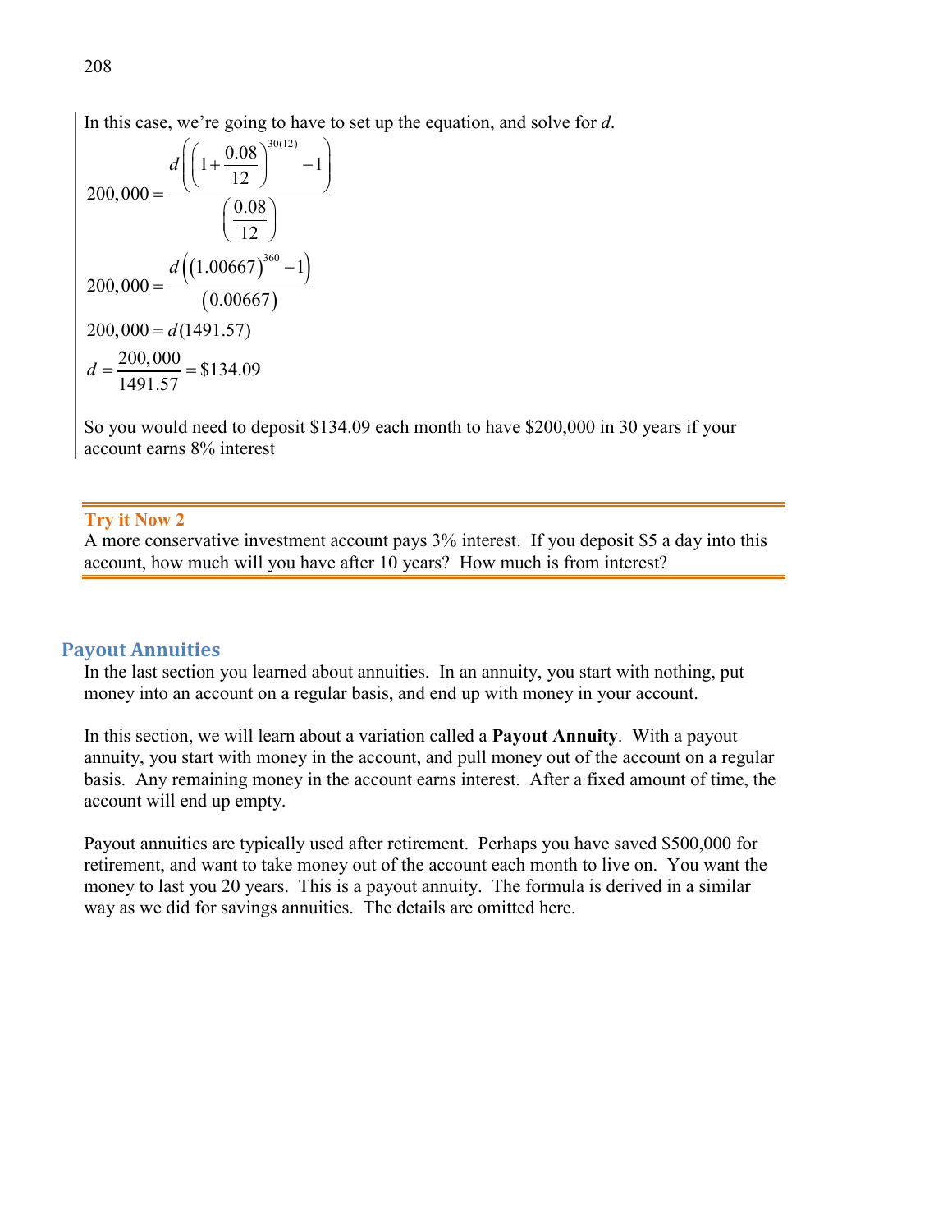In this case, we're going to have to set up the equation, and solve for *d*.

$$200,000 = \frac{d\left(\left(1+\frac{0.08}{12}\right)^{30(12)} - 1\right)}{\left(\frac{0.08}{12}\right)}$$

$$200,000 = \frac{d\left(\left(1.00667\right)^{360} - 1\right)}{\left(0.00667\right)}$$

$$200,000 = d(1491.57)$$

$$d = \frac{200,000}{1491.57} = \$134.09$$

So you would need to deposit $134.09 each month to have $200,000 in 30 years if your account earns 8% interest

**Try it Now 2**

A more conservative investment account pays 3% interest. If you deposit $5 a day into this account, how much will you have after 10 years? How much is from interest?

## Payout Annuities

In the last section you learned about annuities. In an annuity, you start with nothing, put money into an account on a regular basis, and end up with money in your account.

In this section, we will learn about a variation called a **Payout Annuity**. With a payout annuity, you start with money in the account, and pull money out of the account on a regular basis. Any remaining money in the account earns interest. After a fixed amount of time, the account will end up empty.

Payout annuities are typically used after retirement. Perhaps you have saved $500,000 for retirement, and want to take money out of the account each month to live on. You want the money to last you 20 years. This is a payout annuity. The formula is derived in a similar way as we did for savings annuities. The details are omitted here.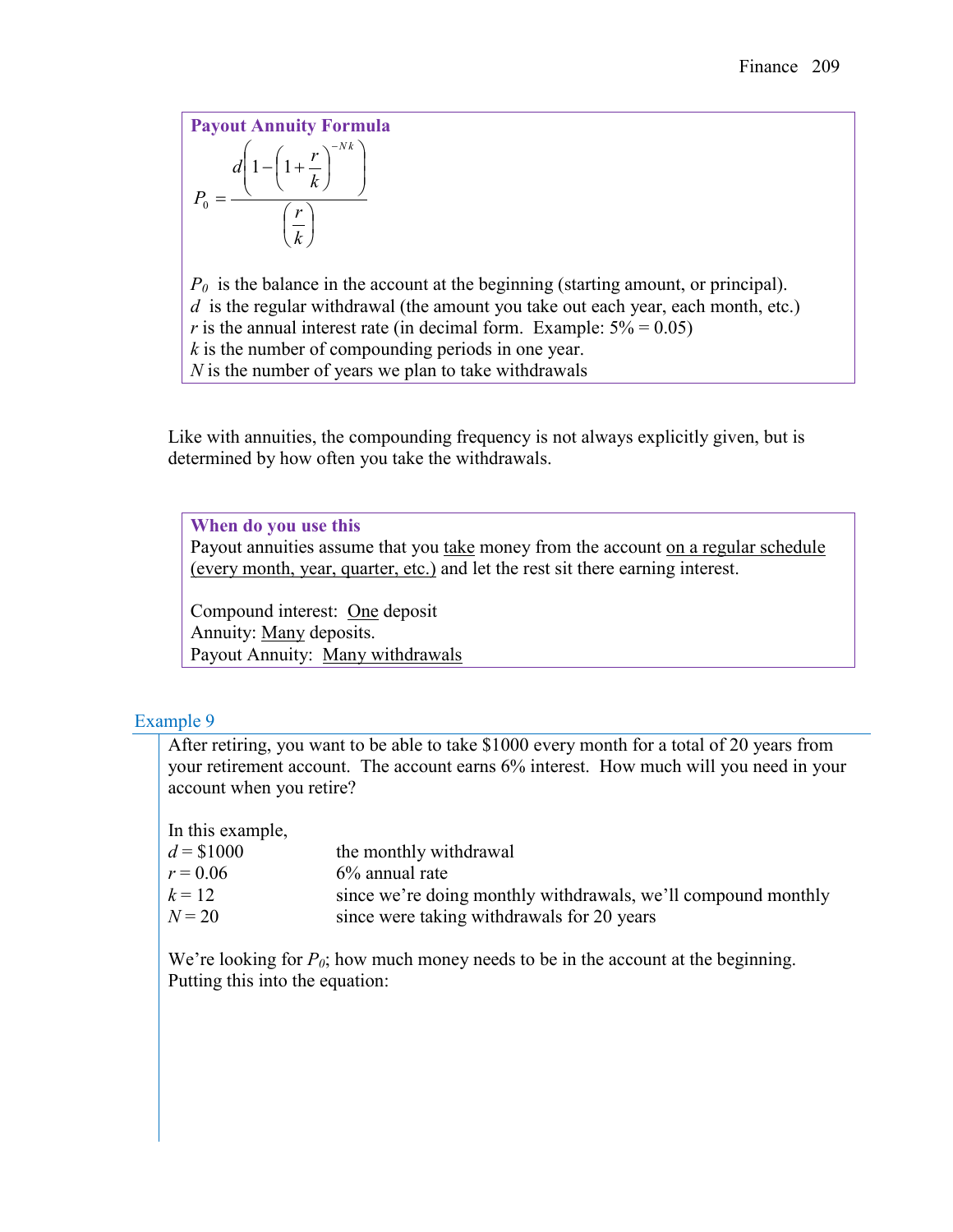### Payout Annuity Formula

$$P_0 = \frac{d\left(1 - \left(1 + \frac{r}{k}\right)^{-Nk}\right)}{\left(\frac{r}{k}\right)}$$

$P_0$ is the balance in the account at the beginning (starting amount, or principal).
$d$ is the regular withdrawal (the amount you take out each year, each month, etc.)
$r$ is the annual interest rate (in decimal form. Example: 5% = 0.05)
$k$ is the number of compounding periods in one year.
$N$ is the number of years we plan to take withdrawals

Like with annuities, the compounding frequency is not always explicitly given, but is determined by how often you take the withdrawals.

### When do you use this

Payout annuities assume that you take money from the account on a regular schedule (every month, year, quarter, etc.) and let the rest sit there earning interest.

Compound interest: One deposit
Annuity: Many deposits.
Payout Annuity: Many withdrawals

### Example 9

After retiring, you want to be able to take $1000 every month for a total of 20 years from your retirement account. The account earns 6% interest. How much will you need in your account when you retire?

In this example,

| | |
|---|---|
| $d = \$1000$ | the monthly withdrawal |
| $r = 0.06$ | 6% annual rate |
| $k = 12$ | since we're doing monthly withdrawals, we'll compound monthly |
| $N = 20$ | since were taking withdrawals for 20 years |

We're looking for $P_0$; how much money needs to be in the account at the beginning. Putting this into the equation: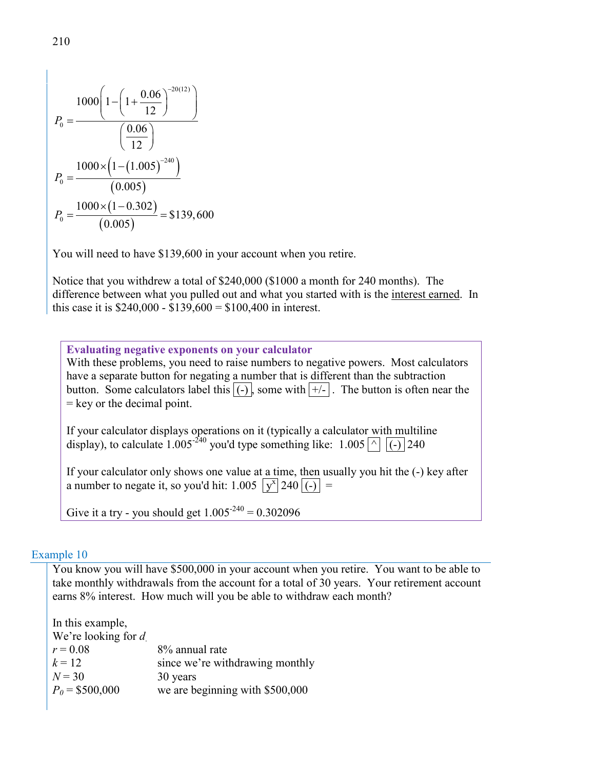$$P_0 = \frac{1000\left(1-\left(1+\frac{0.06}{12}\right)^{-20(12)}\right)}{\left(\frac{0.06}{12}\right)}$$

$$P_0 = \frac{1000\times\left(1-(1.005)^{-240}\right)}{(0.005)}$$

$$P_0 = \frac{1000\times(1-0.302)}{(0.005)} = \$139,600$$

You will need to have \$139,600 in your account when you retire.

Notice that you withdrew a total of \$240,000 (\$1000 a month for 240 months). The difference between what you pulled out and what you started with is the interest earned. In this case it is \$240,000 - \$139,600 = \$100,400 in interest.

> **Evaluating negative exponents on your calculator**
>
> With these problems, you need to raise numbers to negative powers. Most calculators have a separate button for negating a number that is different than the subtraction button. Some calculators label this (-), some with +/- . The button is often near the = key or the decimal point.
>
> If your calculator displays operations on it (typically a calculator with multiline display), to calculate $1.005^{-240}$ you'd type something like: 1.005 ^ (-) 240
>
> If your calculator only shows one value at a time, then usually you hit the (-) key after a number to negate it, so you'd hit: 1.005 $y^x$ 240 (-) =
>
> Give it a try - you should get $1.005^{-240} = 0.302096$

### Example 10

You know you will have \$500,000 in your account when you retire. You want to be able to take monthly withdrawals from the account for a total of 30 years. Your retirement account earns 8% interest. How much will you be able to withdraw each month?

In this example,
We're looking for $d$.

| | |
|---|---|
| $r = 0.08$ | 8% annual rate |
| $k = 12$ | since we're withdrawing monthly |
| $N = 30$ | 30 years |
| $P_0 = \$500,000$ | we are beginning with \$500,000 |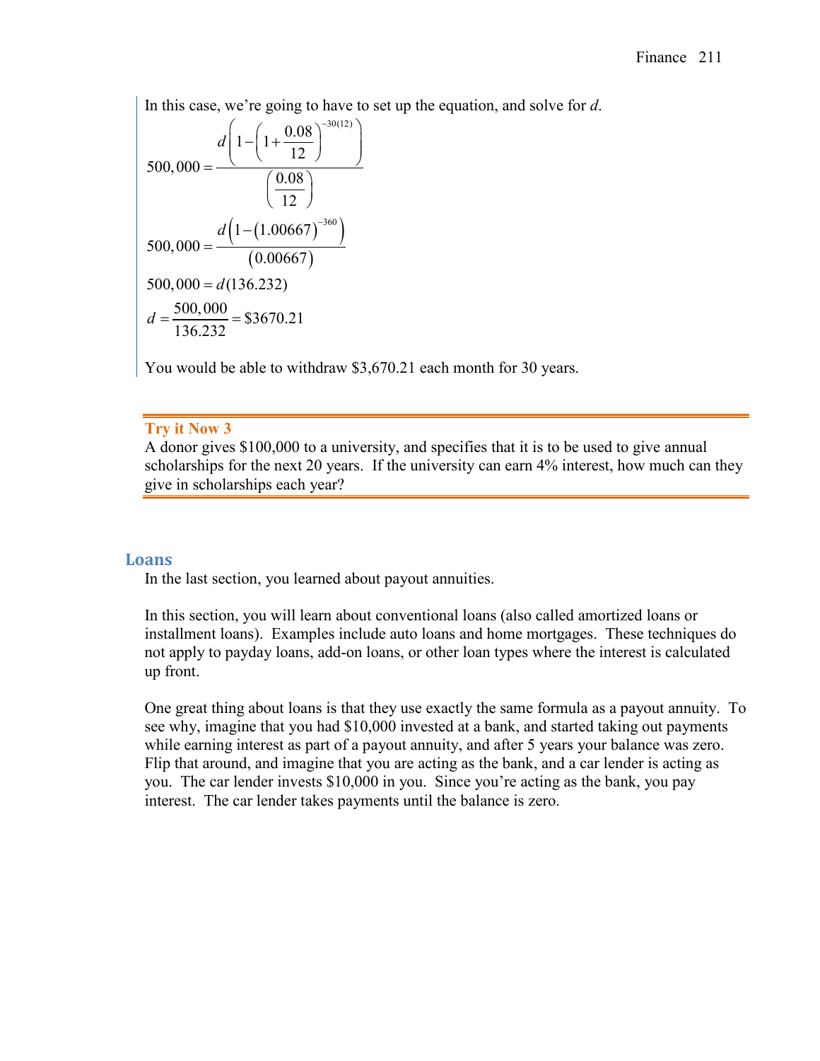In this case, we're going to have to set up the equation, and solve for *d*.

$$500,000 = \frac{d\left(1-\left(1+\frac{0.08}{12}\right)^{-30(12)}\right)}{\left(\frac{0.08}{12}\right)}$$

$$500,000 = \frac{d\left(1-\left(1.00667\right)^{-360}\right)}{\left(0.00667\right)}$$

$$500,000 = d(136.232)$$

$$d = \frac{500,000}{136.232} = \$3670.21$$

You would be able to withdraw \$3,670.21 each month for 30 years.

---

**Try it Now 3**

A donor gives \$100,000 to a university, and specifies that it is to be used to give annual scholarships for the next 20 years. If the university can earn 4% interest, how much can they give in scholarships each year?

---

## Loans

In the last section, you learned about payout annuities.

In this section, you will learn about conventional loans (also called amortized loans or installment loans). Examples include auto loans and home mortgages. These techniques do not apply to payday loans, add-on loans, or other loan types where the interest is calculated up front.

One great thing about loans is that they use exactly the same formula as a payout annuity. To see why, imagine that you had \$10,000 invested at a bank, and started taking out payments while earning interest as part of a payout annuity, and after 5 years your balance was zero. Flip that around, and imagine that you are acting as the bank, and a car lender is acting as you. The car lender invests \$10,000 in you. Since you're acting as the bank, you pay interest. The car lender takes payments until the balance is zero.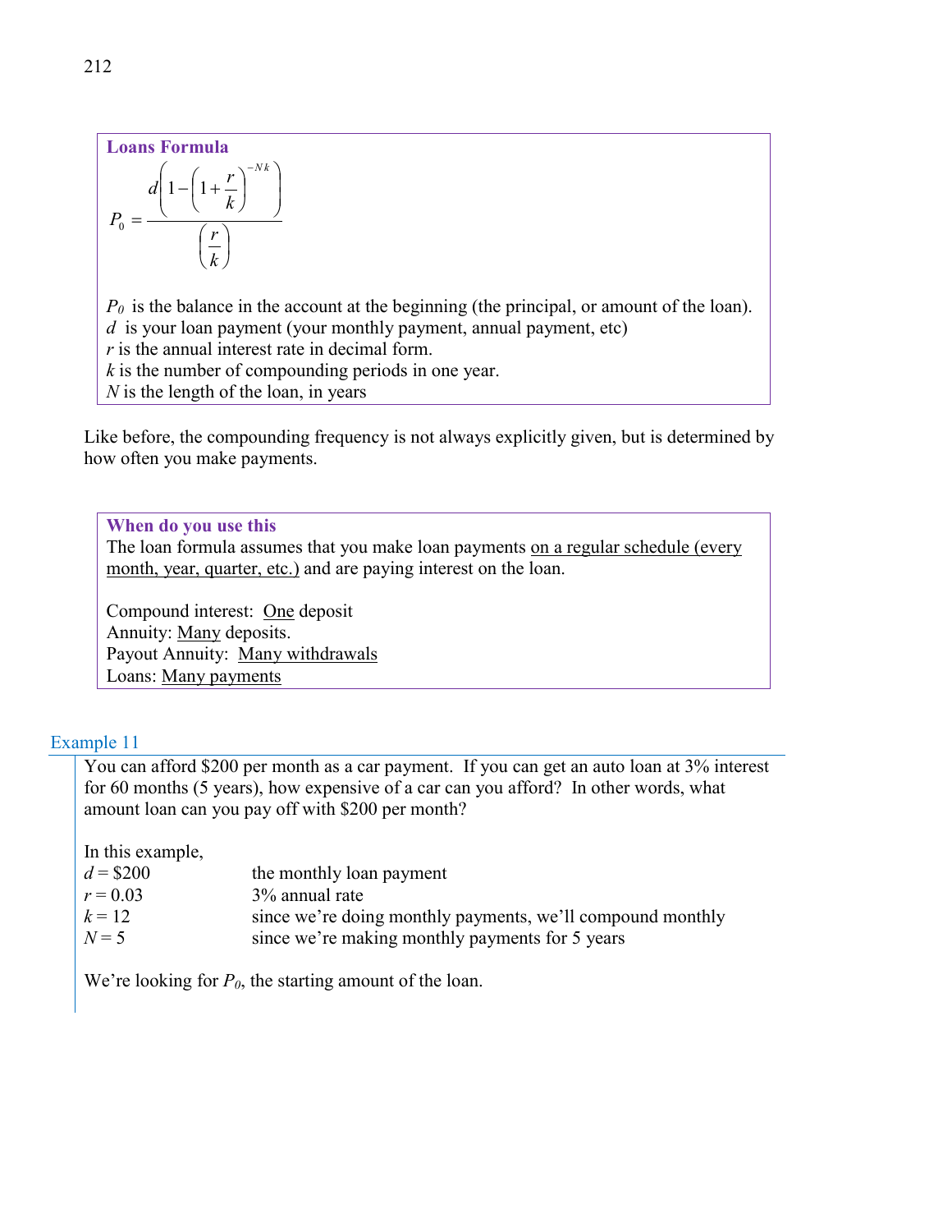**Loans Formula**

$$P_0 = \frac{d\left(1-\left(1+\frac{r}{k}\right)^{-Nk}\right)}{\left(\frac{r}{k}\right)}$$

$P_0$ is the balance in the account at the beginning (the principal, or amount of the loan).
$d$ is your loan payment (your monthly payment, annual payment, etc)
$r$ is the annual interest rate in decimal form.
$k$ is the number of compounding periods in one year.
$N$ is the length of the loan, in years

Like before, the compounding frequency is not always explicitly given, but is determined by how often you make payments.

**When do you use this**

The loan formula assumes that you make loan payments on a regular schedule (every month, year, quarter, etc.) and are paying interest on the loan.

Compound interest: One deposit
Annuity: Many deposits.
Payout Annuity: Many withdrawals
Loans: Many payments

### Example 11

You can afford \$200 per month as a car payment. If you can get an auto loan at 3% interest for 60 months (5 years), how expensive of a car can you afford? In other words, what amount loan can you pay off with \$200 per month?

In this example,

| | |
|---|---|
| $d$ = \$200 | the monthly loan payment |
| $r$ = 0.03 | 3% annual rate |
| $k$ = 12 | since we're doing monthly payments, we'll compound monthly |
| $N$ = 5 | since we're making monthly payments for 5 years |

We're looking for $P_0$, the starting amount of the loan.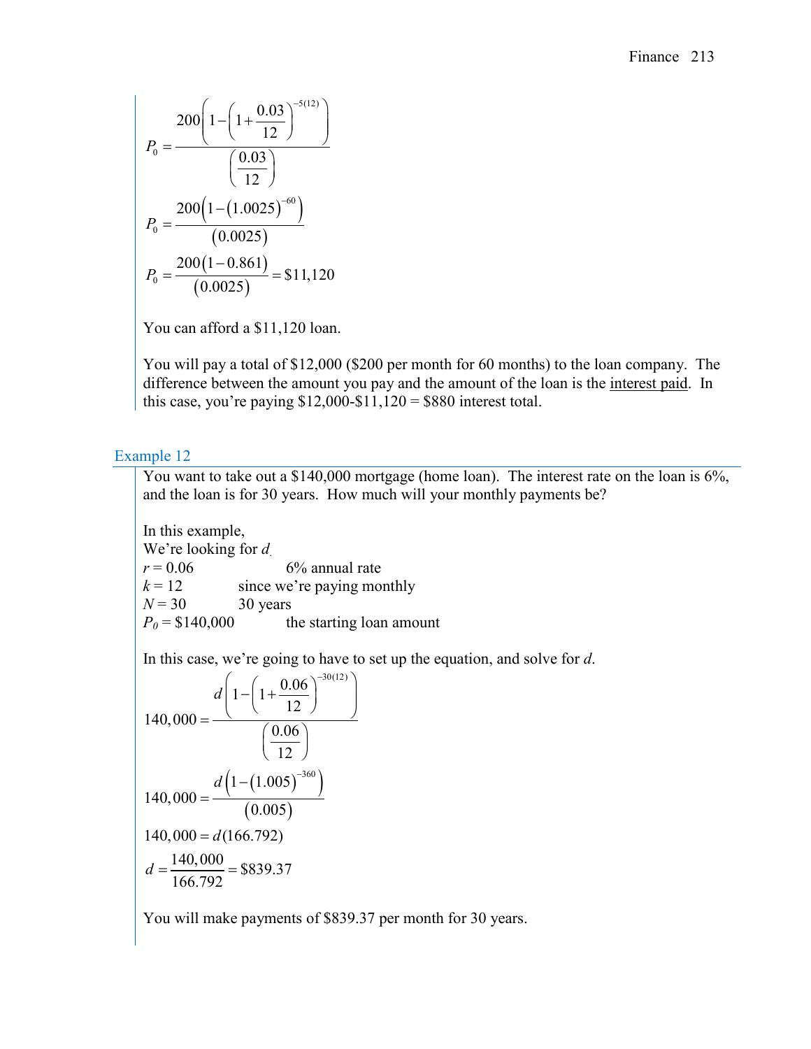$$P_0 = \frac{200\left(1-\left(1+\frac{0.03}{12}\right)^{-5(12)}\right)}{\left(\frac{0.03}{12}\right)}$$

$$P_0 = \frac{200\left(1-(1.0025)^{-60}\right)}{(0.0025)}$$

$$P_0 = \frac{200(1-0.861)}{(0.0025)} = \$11{,}120$$

You can afford a $11,120 loan.

You will pay a total of $12,000 ($200 per month for 60 months) to the loan company. The difference between the amount you pay and the amount of the loan is the interest paid. In this case, you're paying $12,000-$11,120 = $880 interest total.

### Example 12

You want to take out a $140,000 mortgage (home loan). The interest rate on the loan is 6%, and the loan is for 30 years. How much will your monthly payments be?

In this example,
We're looking for $d$.
$r = 0.06$ 6% annual rate
$k = 12$ since we're paying monthly
$N = 30$ 30 years
$P_0 = \$140{,}000$ the starting loan amount

In this case, we're going to have to set up the equation, and solve for $d$.

$$140{,}000 = \frac{d\left(1-\left(1+\frac{0.06}{12}\right)^{-30(12)}\right)}{\left(\frac{0.06}{12}\right)}$$

$$140{,}000 = \frac{d\left(1-(1.005)^{-360}\right)}{(0.005)}$$

$$140{,}000 = d(166.792)$$

$$d = \frac{140{,}000}{166.792} = \$839.37$$

You will make payments of $839.37 per month for 30 years.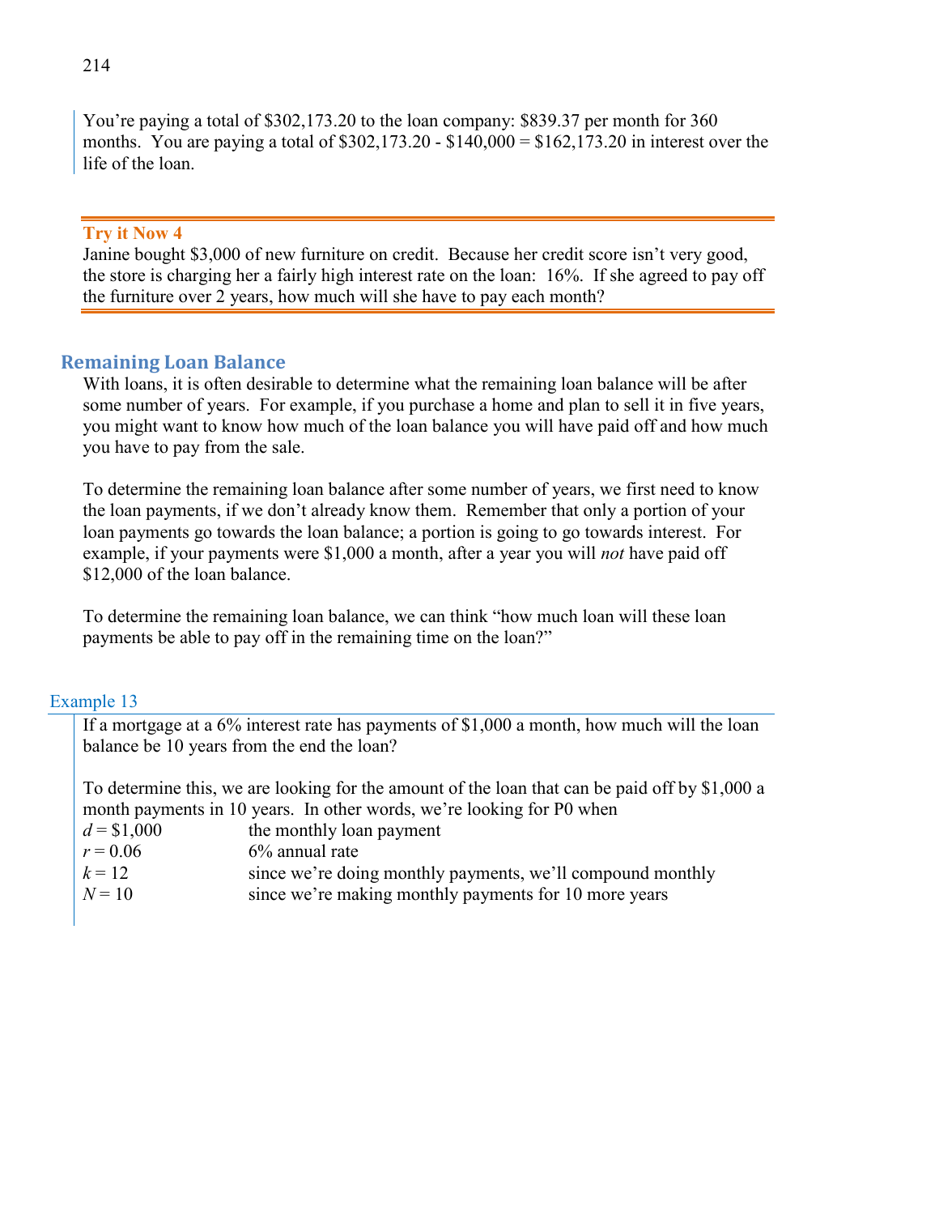You're paying a total of $302,173.20 to the loan company: $839.37 per month for 360 months. You are paying a total of $302,173.20 - $140,000 = $162,173.20 in interest over the life of the loan.

---

**Try it Now 4**

Janine bought $3,000 of new furniture on credit. Because her credit score isn't very good, the store is charging her a fairly high interest rate on the loan: 16%. If she agreed to pay off the furniture over 2 years, how much will she have to pay each month?

---

## Remaining Loan Balance

With loans, it is often desirable to determine what the remaining loan balance will be after some number of years. For example, if you purchase a home and plan to sell it in five years, you might want to know how much of the loan balance you will have paid off and how much you have to pay from the sale.

To determine the remaining loan balance after some number of years, we first need to know the loan payments, if we don't already know them. Remember that only a portion of your loan payments go towards the loan balance; a portion is going to go towards interest. For example, if your payments were $1,000 a month, after a year you will *not* have paid off $12,000 of the loan balance.

To determine the remaining loan balance, we can think "how much loan will these loan payments be able to pay off in the remaining time on the loan?"

### Example 13

If a mortgage at a 6% interest rate has payments of $1,000 a month, how much will the loan balance be 10 years from the end the loan?

To determine this, we are looking for the amount of the loan that can be paid off by $1,000 a month payments in 10 years. In other words, we're looking for P0 when

| | |
|---|---|
| $d$ = $1,000 | the monthly loan payment |
| $r = 0.06$ | 6% annual rate |
| $k = 12$ | since we're doing monthly payments, we'll compound monthly |
| $N = 10$ | since we're making monthly payments for 10 more years |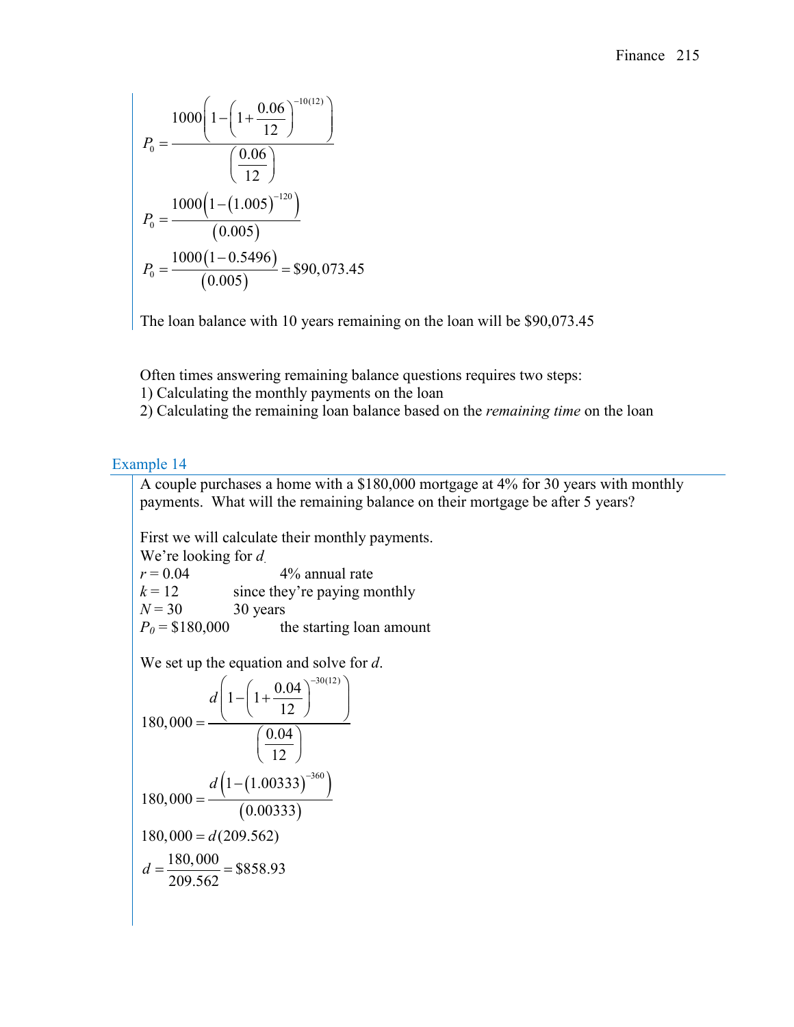$$P_0 = \frac{1000\left(1-\left(1+\frac{0.06}{12}\right)^{-10(12)}\right)}{\left(\frac{0.06}{12}\right)}$$

$$P_0 = \frac{1000\left(1-(1.005)^{-120}\right)}{(0.005)}$$

$$P_0 = \frac{1000(1-0.5496)}{(0.005)} = \$90,073.45$$

The loan balance with 10 years remaining on the loan will be $90,073.45

Often times answering remaining balance questions requires two steps:
1) Calculating the monthly payments on the loan
2) Calculating the remaining loan balance based on the *remaining time* on the loan

### Example 14

A couple purchases a home with a $180,000 mortgage at 4% for 30 years with monthly payments. What will the remaining balance on their mortgage be after 5 years?

First we will calculate their monthly payments.
We're looking for $d$.
$r = 0.04$ 4% annual rate
$k = 12$ since they're paying monthly
$N = 30$ 30 years
$P_0 = \$180,000$ the starting loan amount

We set up the equation and solve for $d$.

$$180,000 = \frac{d\left(1-\left(1+\frac{0.04}{12}\right)^{-30(12)}\right)}{\left(\frac{0.04}{12}\right)}$$

$$180,000 = \frac{d\left(1-(1.00333)^{-360}\right)}{(0.00333)}$$

$$180,000 = d(209.562)$$

$$d = \frac{180,000}{209.562} = \$858.93$$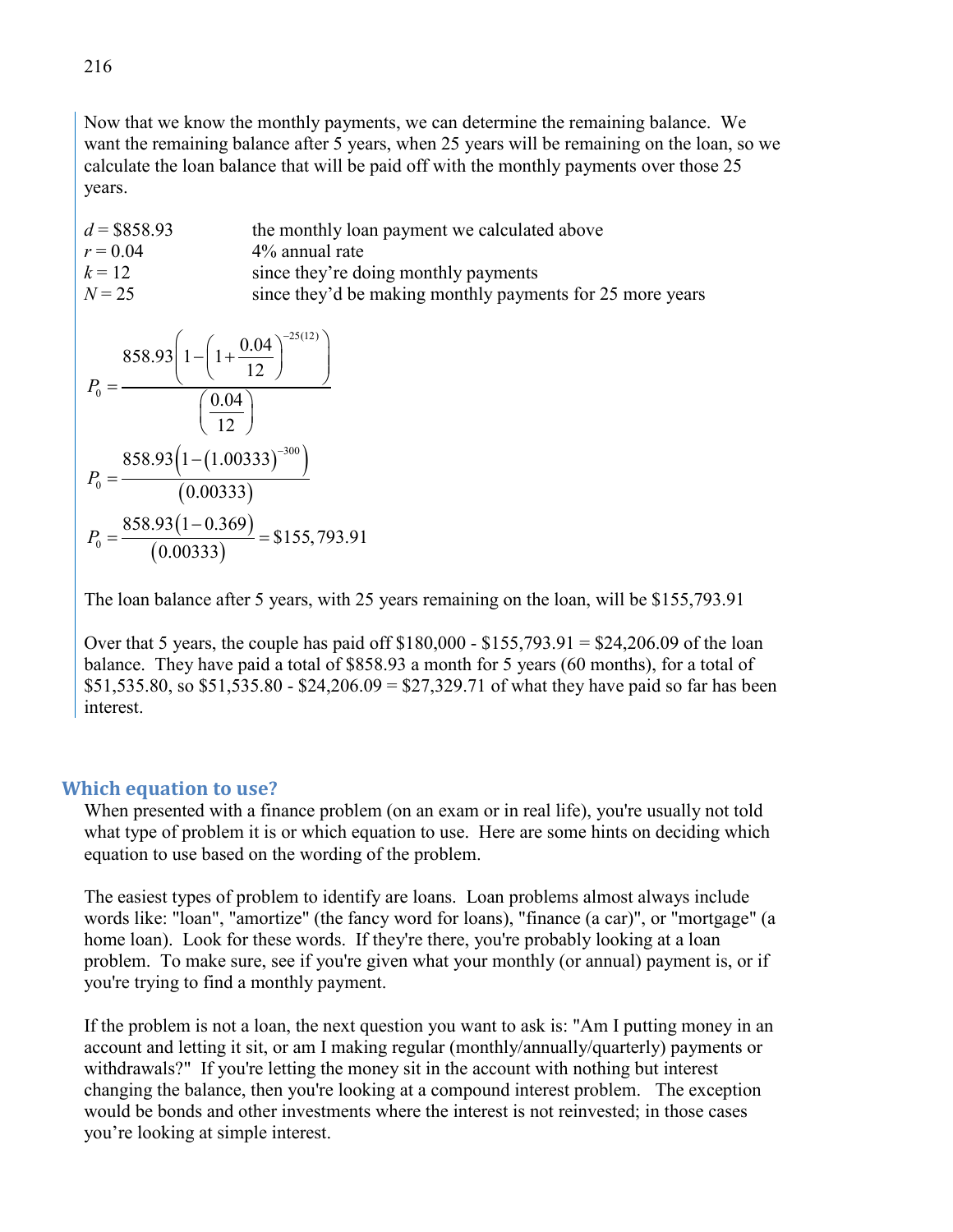Now that we know the monthly payments, we can determine the remaining balance. We want the remaining balance after 5 years, when 25 years will be remaining on the loan, so we calculate the loan balance that will be paid off with the monthly payments over those 25 years.

| | |
|---|---|
| $d = \$858.93$ | the monthly loan payment we calculated above |
| $r = 0.04$ | 4% annual rate |
| $k = 12$ | since they're doing monthly payments |
| $N = 25$ | since they'd be making monthly payments for 25 more years |

$$P_0 = \frac{858.93\left(1-\left(1+\frac{0.04}{12}\right)^{-25(12)}\right)}{\left(\frac{0.04}{12}\right)}$$

$$P_0 = \frac{858.93\left(1-(1.00333)^{-300}\right)}{(0.00333)}$$

$$P_0 = \frac{858.93(1-0.369)}{(0.00333)} = \$155,793.91$$

The loan balance after 5 years, with 25 years remaining on the loan, will be \$155,793.91

Over that 5 years, the couple has paid off \$180,000 - \$155,793.91 = \$24,206.09 of the loan balance. They have paid a total of \$858.93 a month for 5 years (60 months), for a total of \$51,535.80, so \$51,535.80 - \$24,206.09 = \$27,329.71 of what they have paid so far has been interest.

## Which equation to use?

When presented with a finance problem (on an exam or in real life), you're usually not told what type of problem it is or which equation to use. Here are some hints on deciding which equation to use based on the wording of the problem.

The easiest types of problem to identify are loans. Loan problems almost always include words like: "loan", "amortize" (the fancy word for loans), "finance (a car)", or "mortgage" (a home loan). Look for these words. If they're there, you're probably looking at a loan problem. To make sure, see if you're given what your monthly (or annual) payment is, or if you're trying to find a monthly payment.

If the problem is not a loan, the next question you want to ask is: "Am I putting money in an account and letting it sit, or am I making regular (monthly/annually/quarterly) payments or withdrawals?" If you're letting the money sit in the account with nothing but interest changing the balance, then you're looking at a compound interest problem. The exception would be bonds and other investments where the interest is not reinvested; in those cases you're looking at simple interest.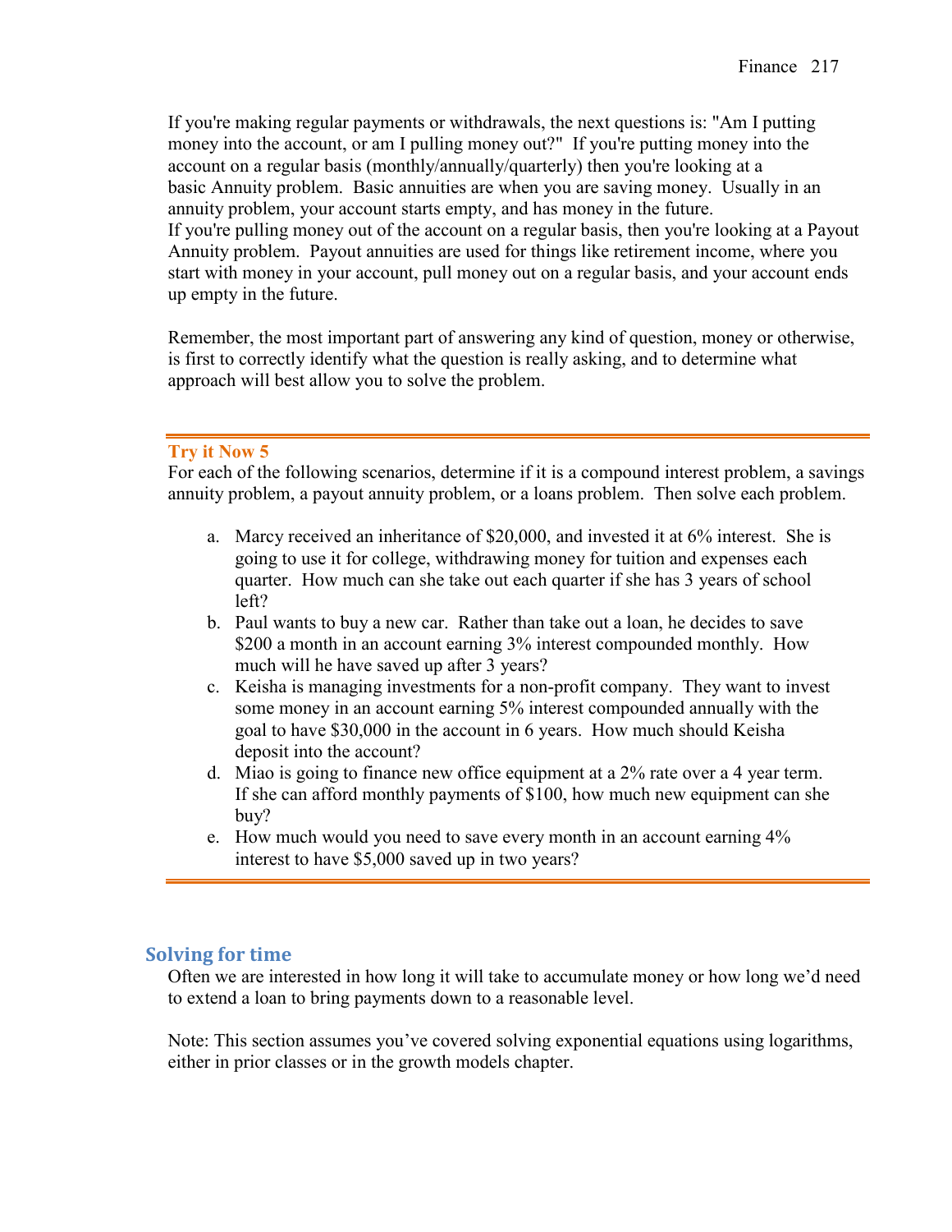If you're making regular payments or withdrawals, the next questions is: "Am I putting money into the account, or am I pulling money out?" If you're putting money into the account on a regular basis (monthly/annually/quarterly) then you're looking at a basic Annuity problem. Basic annuities are when you are saving money. Usually in an annuity problem, your account starts empty, and has money in the future.
If you're pulling money out of the account on a regular basis, then you're looking at a Payout Annuity problem. Payout annuities are used for things like retirement income, where you start with money in your account, pull money out on a regular basis, and your account ends up empty in the future.

Remember, the most important part of answering any kind of question, money or otherwise, is first to correctly identify what the question is really asking, and to determine what approach will best allow you to solve the problem.

---

**Try it Now 5**

For each of the following scenarios, determine if it is a compound interest problem, a savings annuity problem, a payout annuity problem, or a loans problem. Then solve each problem.

a. Marcy received an inheritance of $20,000, and invested it at 6% interest. She is going to use it for college, withdrawing money for tuition and expenses each quarter. How much can she take out each quarter if she has 3 years of school left?
b. Paul wants to buy a new car. Rather than take out a loan, he decides to save $200 a month in an account earning 3% interest compounded monthly. How much will he have saved up after 3 years?
c. Keisha is managing investments for a non-profit company. They want to invest some money in an account earning 5% interest compounded annually with the goal to have $30,000 in the account in 6 years. How much should Keisha deposit into the account?
d. Miao is going to finance new office equipment at a 2% rate over a 4 year term. If she can afford monthly payments of $100, how much new equipment can she buy?
e. How much would you need to save every month in an account earning 4% interest to have $5,000 saved up in two years?

---

## Solving for time

Often we are interested in how long it will take to accumulate money or how long we'd need to extend a loan to bring payments down to a reasonable level.

Note: This section assumes you've covered solving exponential equations using logarithms, either in prior classes or in the growth models chapter.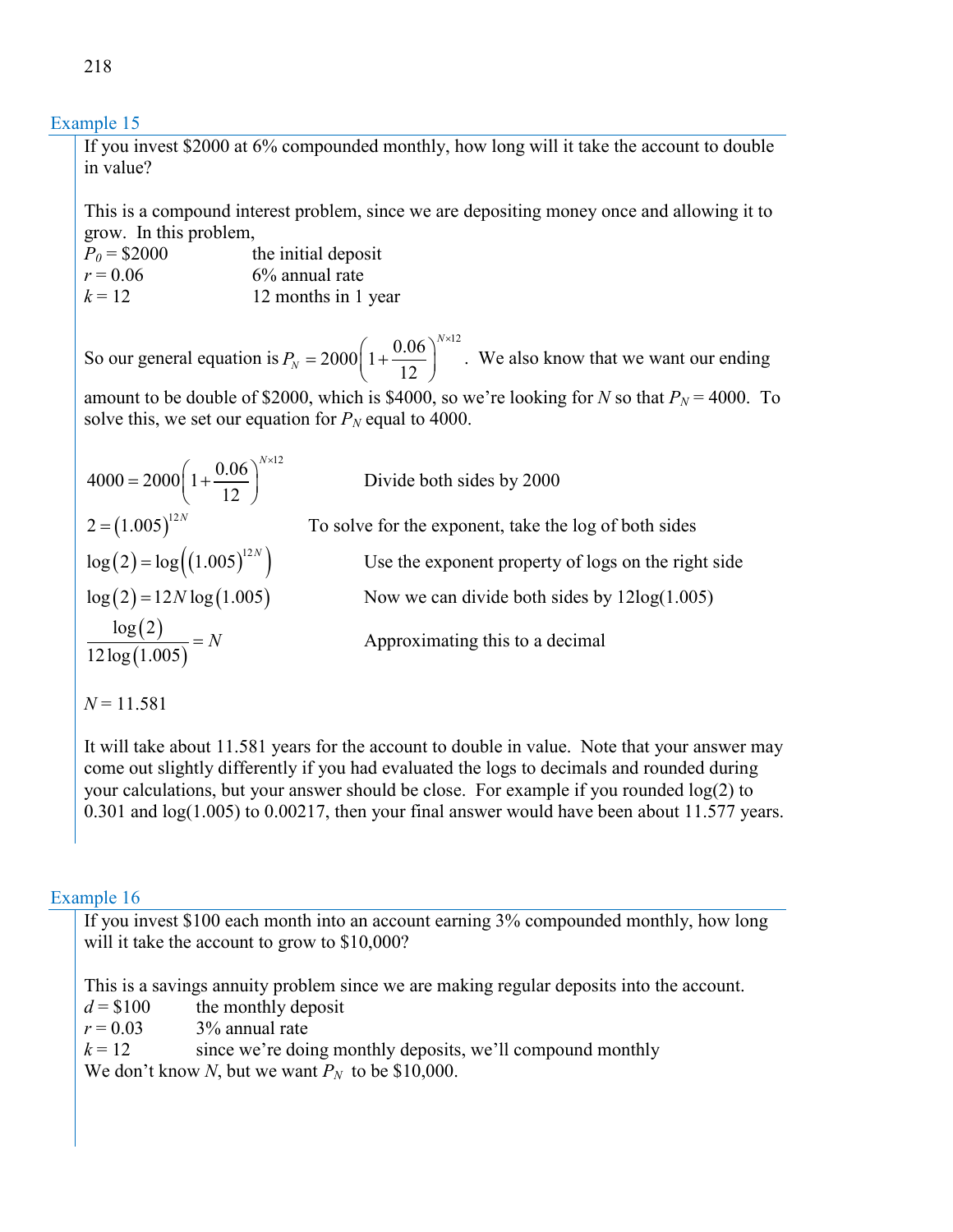### Example 15

If you invest \$2000 at 6% compounded monthly, how long will it take the account to double in value?

This is a compound interest problem, since we are depositing money once and allowing it to grow. In this problem,

$P_0 = \$2000$ the initial deposit
$r = 0.06$ 6% annual rate
$k = 12$ 12 months in 1 year

So our general equation is $P_N = 2000\left(1+\frac{0.06}{12}\right)^{N\times 12}$. We also know that we want our ending amount to be double of \$2000, which is \$4000, so we're looking for $N$ so that $P_N = 4000$. To solve this, we set our equation for $P_N$ equal to 4000.

$$4000 = 2000\left(1+\frac{0.06}{12}\right)^{N\times 12} \quad \text{Divide both sides by 2000}$$

$$2 = (1.005)^{12N} \quad \text{To solve for the exponent, take the log of both sides}$$

$$\log(2) = \log\left((1.005)^{12N}\right) \quad \text{Use the exponent property of logs on the right side}$$

$$\log(2) = 12N\log(1.005) \quad \text{Now we can divide both sides by 12log(1.005)}$$

$$\frac{\log(2)}{12\log(1.005)} = N \quad \text{Approximating this to a decimal}$$

$N = 11.581$

It will take about 11.581 years for the account to double in value. Note that your answer may come out slightly differently if you had evaluated the logs to decimals and rounded during your calculations, but your answer should be close. For example if you rounded log(2) to 0.301 and log(1.005) to 0.00217, then your final answer would have been about 11.577 years.

### Example 16

If you invest \$100 each month into an account earning 3% compounded monthly, how long will it take the account to grow to \$10,000?

This is a savings annuity problem since we are making regular deposits into the account.

$d = \$100$ the monthly deposit
$r = 0.03$ 3% annual rate
$k = 12$ since we're doing monthly deposits, we'll compound monthly

We don't know $N$, but we want $P_N$ to be \$10,000.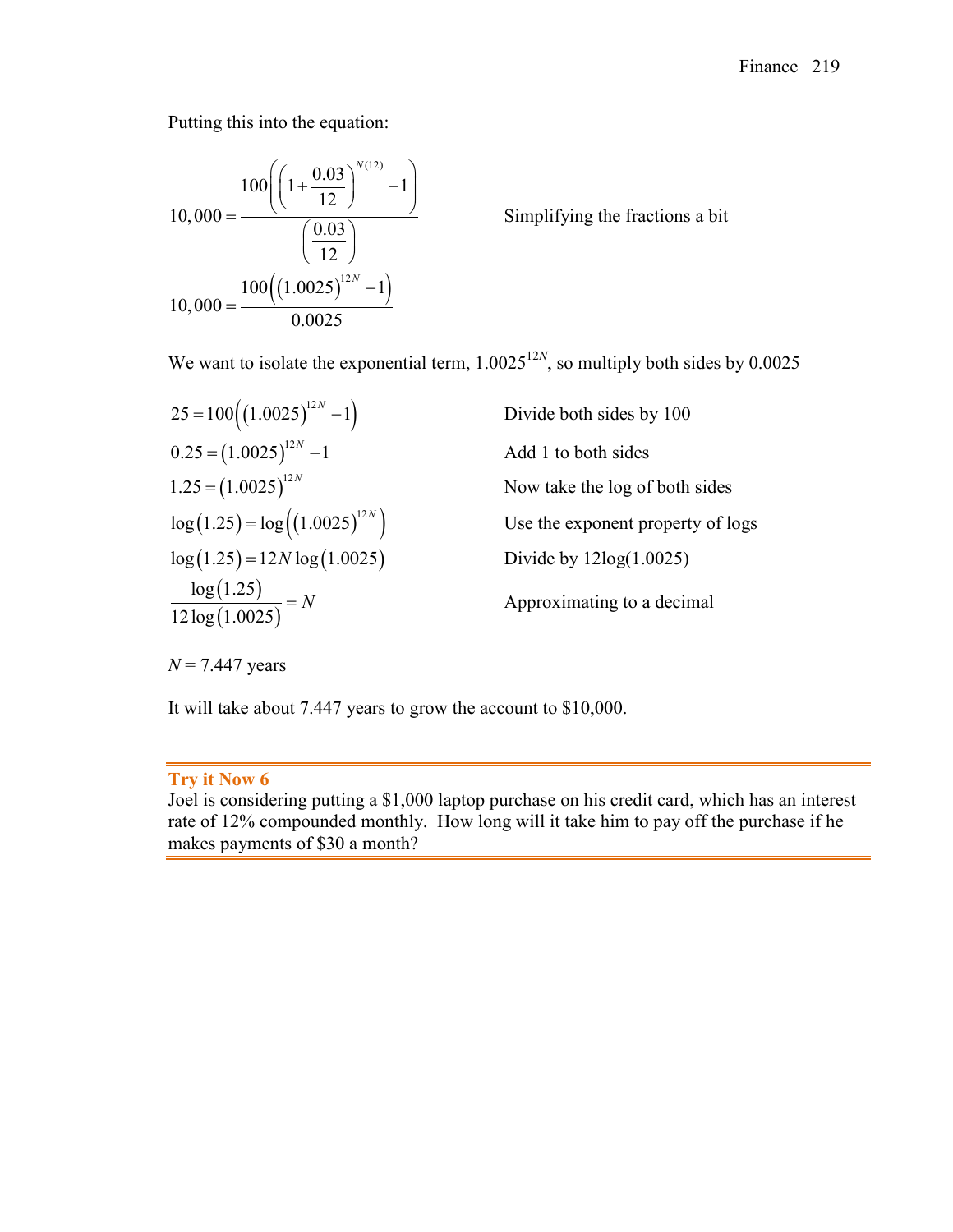Putting this into the equation:

$$10,000 = \frac{100\left(\left(1+\frac{0.03}{12}\right)^{N(12)} - 1\right)}{\left(\frac{0.03}{12}\right)}$$ Simplifying the fractions a bit

$$10,000 = \frac{100\left((1.0025)^{12N} - 1\right)}{0.0025}$$

We want to isolate the exponential term, $1.0025^{12N}$, so multiply both sides by 0.0025

$$25 = 100\left((1.0025)^{12N} - 1\right)$$ Divide both sides by 100

$$0.25 = (1.0025)^{12N} - 1$$ Add 1 to both sides

$$1.25 = (1.0025)^{12N}$$ Now take the log of both sides

$$\log(1.25) = \log\left((1.0025)^{12N}\right)$$ Use the exponent property of logs

$$\log(1.25) = 12N\log(1.0025)$$ Divide by 12log(1.0025)

$$\frac{\log(1.25)}{12\log(1.0025)} = N$$ Approximating to a decimal

$N = 7.447$ years

It will take about 7.447 years to grow the account to $10,000.

**Try it Now 6**

Joel is considering putting a $1,000 laptop purchase on his credit card, which has an interest rate of 12% compounded monthly. How long will it take him to pay off the purchase if he makes payments of $30 a month?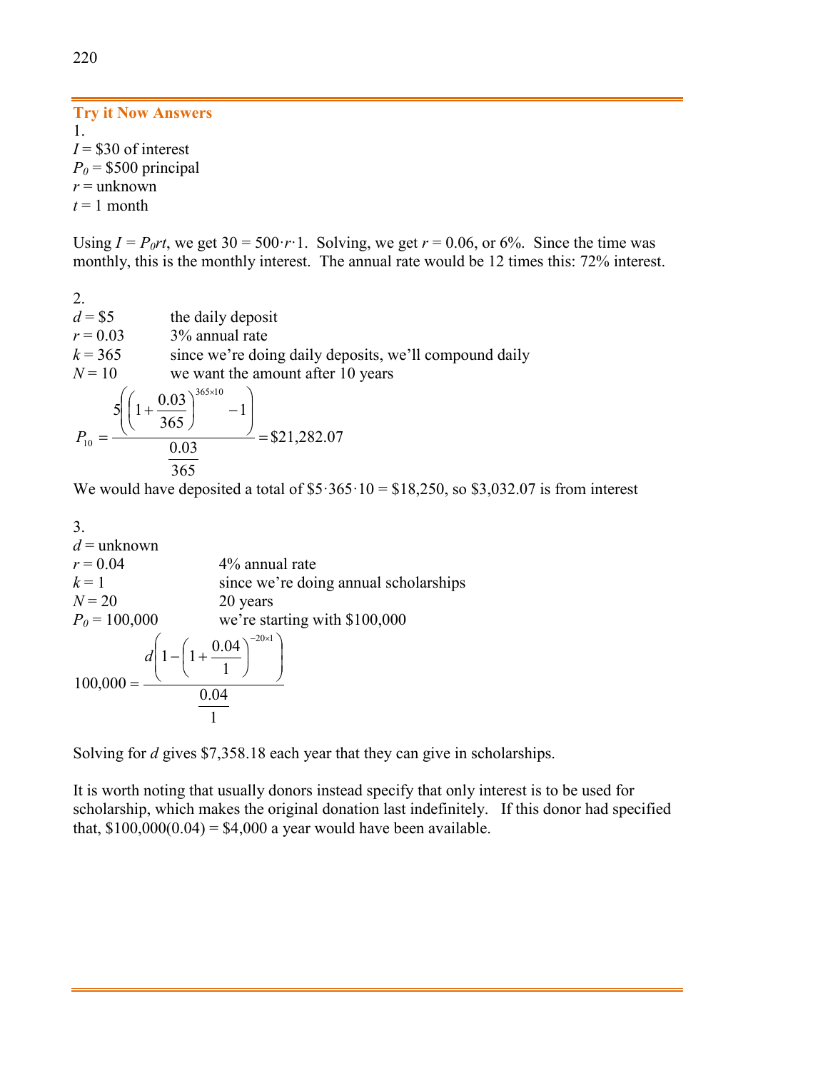**Try it Now Answers**

1.
$I$ = \$30 of interest
$P_0$ = \$500 principal
$r$ = unknown
$t$ = 1 month

Using $I = P_0rt$, we get $30 = 500 \cdot r \cdot 1$. Solving, we get $r = 0.06$, or 6%. Since the time was monthly, this is the monthly interest. The annual rate would be 12 times this: 72% interest.

2.

| | |
|---|---|
| $d$ = \$5 | the daily deposit |
| $r$ = 0.03 | 3% annual rate |
| $k$ = 365 | since we're doing daily deposits, we'll compound daily |
| $N$ = 10 | we want the amount after 10 years |

$$P_{10} = \frac{5\left(\left(1+\frac{0.03}{365}\right)^{365\times 10}-1\right)}{\frac{0.03}{365}} = \$21{,}282.07$$

We would have deposited a total of $\$5 \cdot 365 \cdot 10 = \$18{,}250$, so \$3,032.07 is from interest

3.

| | |
|---|---|
| $d$ = unknown | |
| $r$ = 0.04 | 4% annual rate |
| $k$ = 1 | since we're doing annual scholarships |
| $N$ = 20 | 20 years |
| $P_0$ = 100,000 | we're starting with \$100,000 |

$$100{,}000 = \frac{d\left(1-\left(1+\frac{0.04}{1}\right)^{-20\times 1}\right)}{\frac{0.04}{1}}$$

Solving for $d$ gives \$7,358.18 each year that they can give in scholarships.

It is worth noting that usually donors instead specify that only interest is to be used for scholarship, which makes the original donation last indefinitely. If this donor had specified that, $\$100{,}000(0.04) = \$4{,}000$ a year would have been available.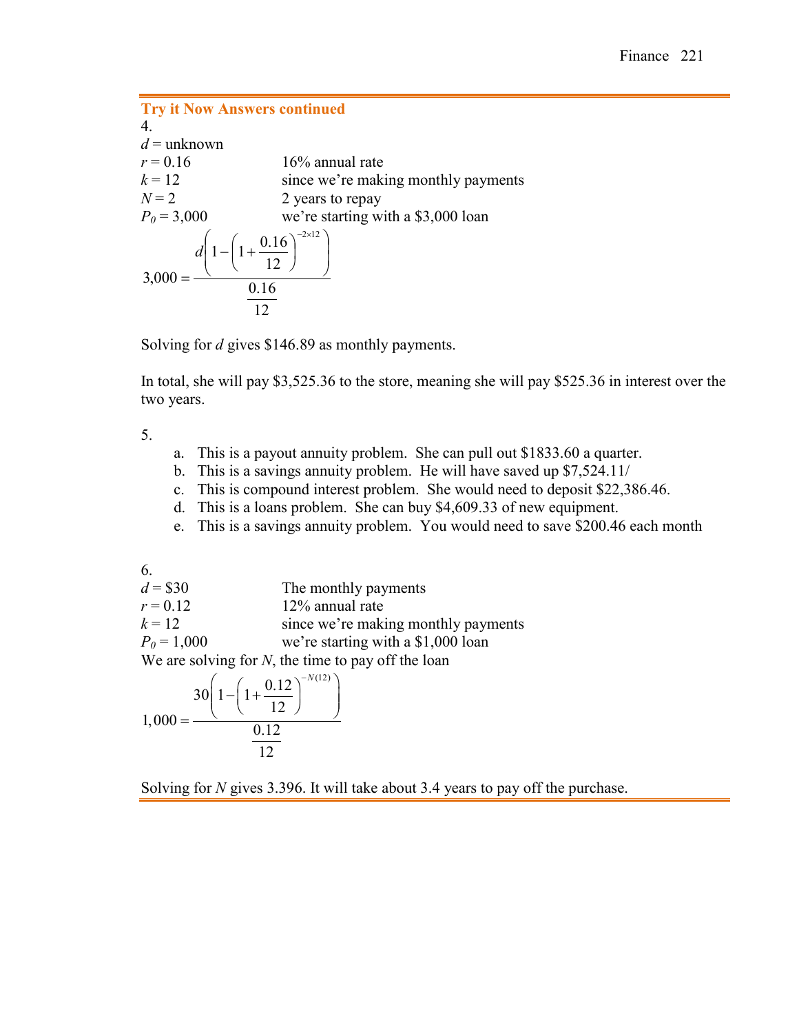## Try it Now Answers continued

4.

$d$ = unknown

$r = 0.16$ 16% annual rate

$k = 12$ since we're making monthly payments

$N = 2$ 2 years to repay

$P_0 = 3{,}000$ we're starting with a \$3,000 loan

$$3{,}000 = \frac{d\left(1-\left(1+\frac{0.16}{12}\right)^{-2\times 12}\right)}{\frac{0.16}{12}}$$

Solving for $d$ gives \$146.89 as monthly payments.

In total, she will pay \$3,525.36 to the store, meaning she will pay \$525.36 in interest over the two years.

5.

a. This is a payout annuity problem. She can pull out \$1833.60 a quarter.
b. This is a savings annuity problem. He will have saved up \$7,524.11/
c. This is compound interest problem. She would need to deposit \$22,386.46.
d. This is a loans problem. She can buy \$4,609.33 of new equipment.
e. This is a savings annuity problem. You would need to save \$200.46 each month

6.

$d = \$30$ The monthly payments

$r = 0.12$ 12% annual rate

$k = 12$ since we're making monthly payments

$P_0 = 1{,}000$ we're starting with a \$1,000 loan

We are solving for $N$, the time to pay off the loan

$$1{,}000 = \frac{30\left(1-\left(1+\frac{0.12}{12}\right)^{-N(12)}\right)}{\frac{0.12}{12}}$$

Solving for $N$ gives 3.396. It will take about 3.4 years to pay off the purchase.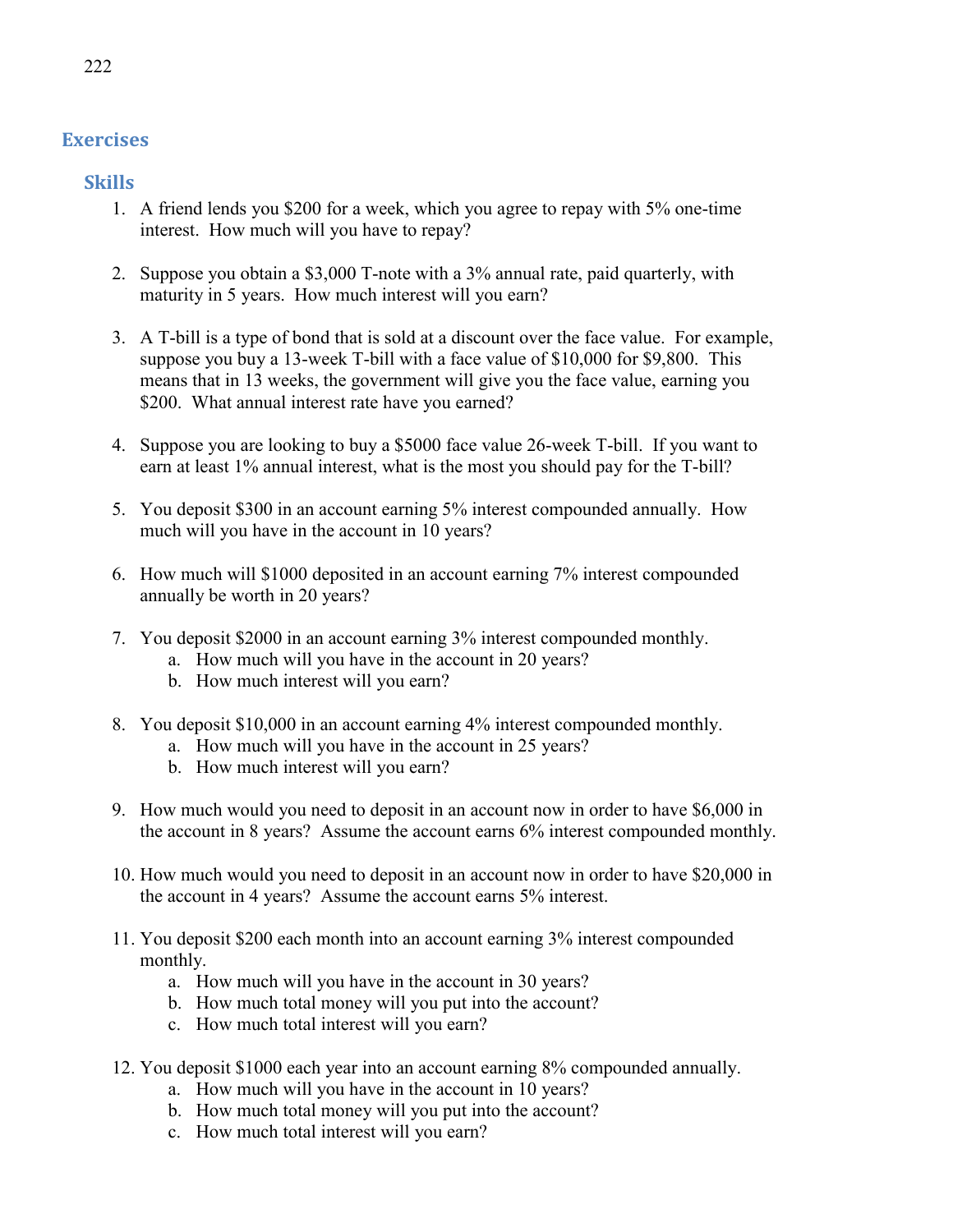## Exercises

### Skills

1. A friend lends you $200 for a week, which you agree to repay with 5% one-time interest. How much will you have to repay?

2. Suppose you obtain a $3,000 T-note with a 3% annual rate, paid quarterly, with maturity in 5 years. How much interest will you earn?

3. A T-bill is a type of bond that is sold at a discount over the face value. For example, suppose you buy a 13-week T-bill with a face value of $10,000 for $9,800. This means that in 13 weeks, the government will give you the face value, earning you $200. What annual interest rate have you earned?

4. Suppose you are looking to buy a $5000 face value 26-week T-bill. If you want to earn at least 1% annual interest, what is the most you should pay for the T-bill?

5. You deposit $300 in an account earning 5% interest compounded annually. How much will you have in the account in 10 years?

6. How much will $1000 deposited in an account earning 7% interest compounded annually be worth in 20 years?

7. You deposit $2000 in an account earning 3% interest compounded monthly.
   a. How much will you have in the account in 20 years?
   b. How much interest will you earn?

8. You deposit $10,000 in an account earning 4% interest compounded monthly.
   a. How much will you have in the account in 25 years?
   b. How much interest will you earn?

9. How much would you need to deposit in an account now in order to have $6,000 in the account in 8 years? Assume the account earns 6% interest compounded monthly.

10. How much would you need to deposit in an account now in order to have $20,000 in the account in 4 years? Assume the account earns 5% interest.

11. You deposit $200 each month into an account earning 3% interest compounded monthly.
    a. How much will you have in the account in 30 years?
    b. How much total money will you put into the account?
    c. How much total interest will you earn?

12. You deposit $1000 each year into an account earning 8% compounded annually.
    a. How much will you have in the account in 10 years?
    b. How much total money will you put into the account?
    c. How much total interest will you earn?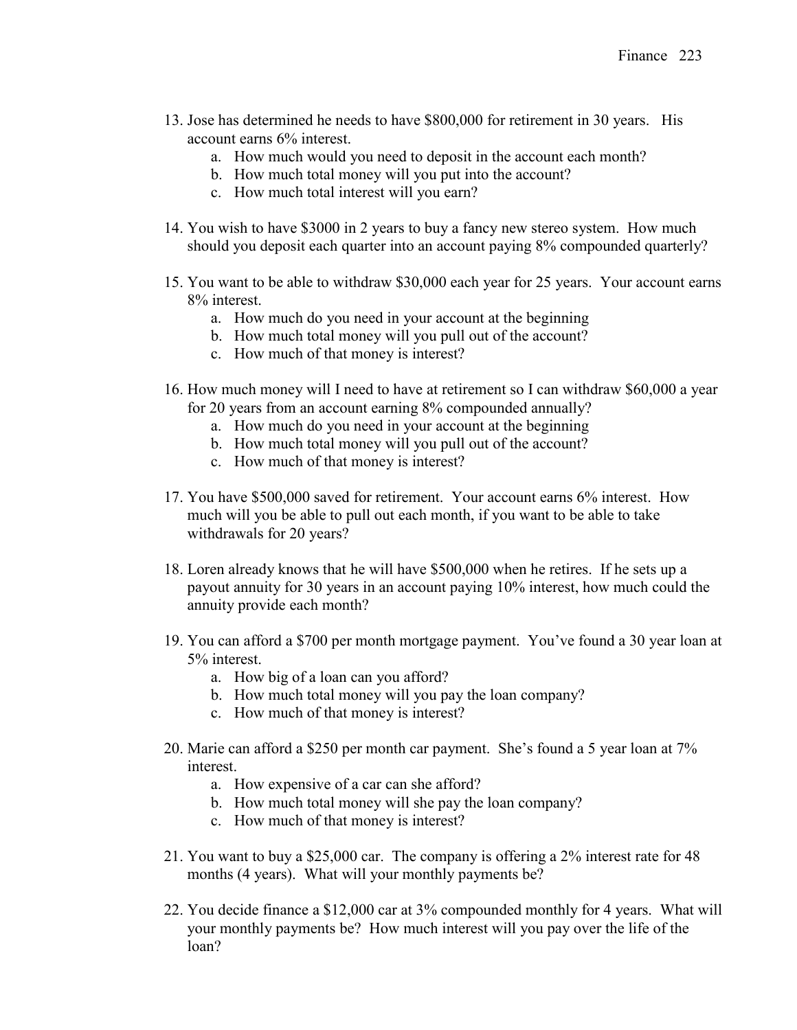13. Jose has determined he needs to have $800,000 for retirement in 30 years. His account earns 6% interest.
    a. How much would you need to deposit in the account each month?
    b. How much total money will you put into the account?
    c. How much total interest will you earn?

14. You wish to have $3000 in 2 years to buy a fancy new stereo system. How much should you deposit each quarter into an account paying 8% compounded quarterly?

15. You want to be able to withdraw $30,000 each year for 25 years. Your account earns 8% interest.
    a. How much do you need in your account at the beginning
    b. How much total money will you pull out of the account?
    c. How much of that money is interest?

16. How much money will I need to have at retirement so I can withdraw $60,000 a year for 20 years from an account earning 8% compounded annually?
    a. How much do you need in your account at the beginning
    b. How much total money will you pull out of the account?
    c. How much of that money is interest?

17. You have $500,000 saved for retirement. Your account earns 6% interest. How much will you be able to pull out each month, if you want to be able to take withdrawals for 20 years?

18. Loren already knows that he will have $500,000 when he retires. If he sets up a payout annuity for 30 years in an account paying 10% interest, how much could the annuity provide each month?

19. You can afford a $700 per month mortgage payment. You've found a 30 year loan at 5% interest.
    a. How big of a loan can you afford?
    b. How much total money will you pay the loan company?
    c. How much of that money is interest?

20. Marie can afford a $250 per month car payment. She's found a 5 year loan at 7% interest.
    a. How expensive of a car can she afford?
    b. How much total money will she pay the loan company?
    c. How much of that money is interest?

21. You want to buy a $25,000 car. The company is offering a 2% interest rate for 48 months (4 years). What will your monthly payments be?

22. You decide finance a $12,000 car at 3% compounded monthly for 4 years. What will your monthly payments be? How much interest will you pay over the life of the loan?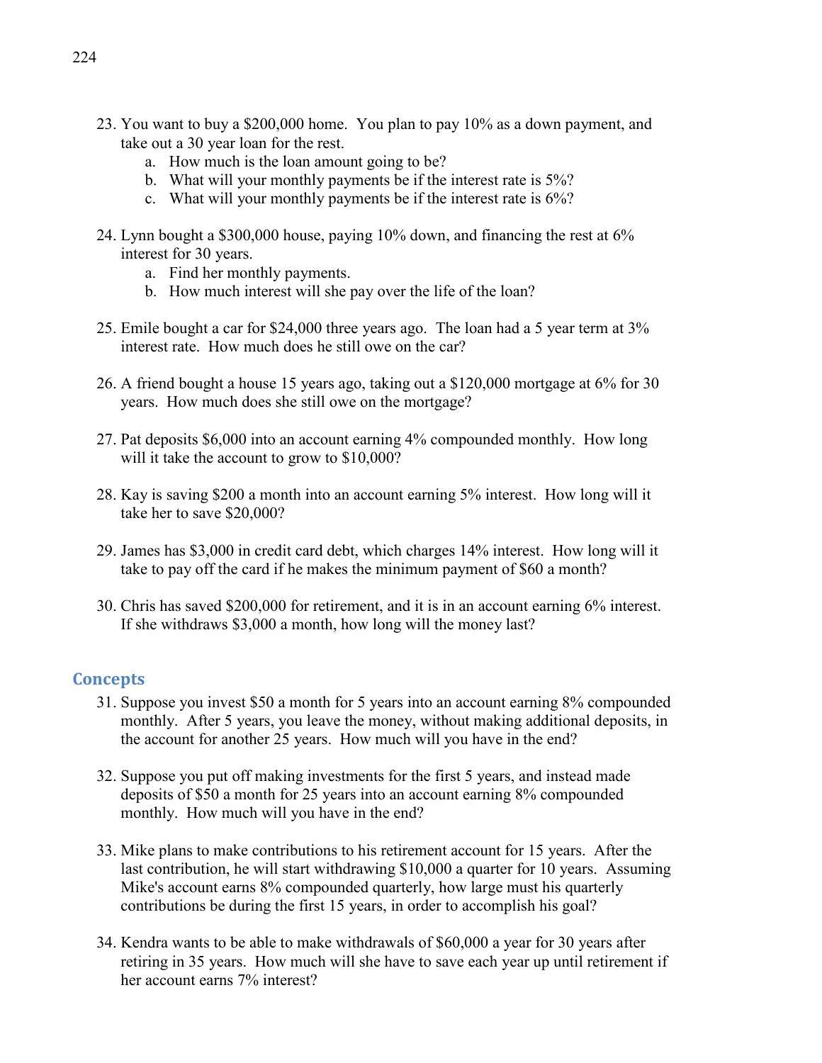23. You want to buy a $200,000 home. You plan to pay 10% as a down payment, and take out a 30 year loan for the rest.
    a. How much is the loan amount going to be?
    b. What will your monthly payments be if the interest rate is 5%?
    c. What will your monthly payments be if the interest rate is 6%?

24. Lynn bought a $300,000 house, paying 10% down, and financing the rest at 6% interest for 30 years.
    a. Find her monthly payments.
    b. How much interest will she pay over the life of the loan?

25. Emile bought a car for $24,000 three years ago. The loan had a 5 year term at 3% interest rate. How much does he still owe on the car?

26. A friend bought a house 15 years ago, taking out a $120,000 mortgage at 6% for 30 years. How much does she still owe on the mortgage?

27. Pat deposits $6,000 into an account earning 4% compounded monthly. How long will it take the account to grow to $10,000?

28. Kay is saving $200 a month into an account earning 5% interest. How long will it take her to save $20,000?

29. James has $3,000 in credit card debt, which charges 14% interest. How long will it take to pay off the card if he makes the minimum payment of $60 a month?

30. Chris has saved $200,000 for retirement, and it is in an account earning 6% interest. If she withdraws $3,000 a month, how long will the money last?

## Concepts

31. Suppose you invest $50 a month for 5 years into an account earning 8% compounded monthly. After 5 years, you leave the money, without making additional deposits, in the account for another 25 years. How much will you have in the end?

32. Suppose you put off making investments for the first 5 years, and instead made deposits of $50 a month for 25 years into an account earning 8% compounded monthly. How much will you have in the end?

33. Mike plans to make contributions to his retirement account for 15 years. After the last contribution, he will start withdrawing $10,000 a quarter for 10 years. Assuming Mike's account earns 8% compounded quarterly, how large must his quarterly contributions be during the first 15 years, in order to accomplish his goal?

34. Kendra wants to be able to make withdrawals of $60,000 a year for 30 years after retiring in 35 years. How much will she have to save each year up until retirement if her account earns 7% interest?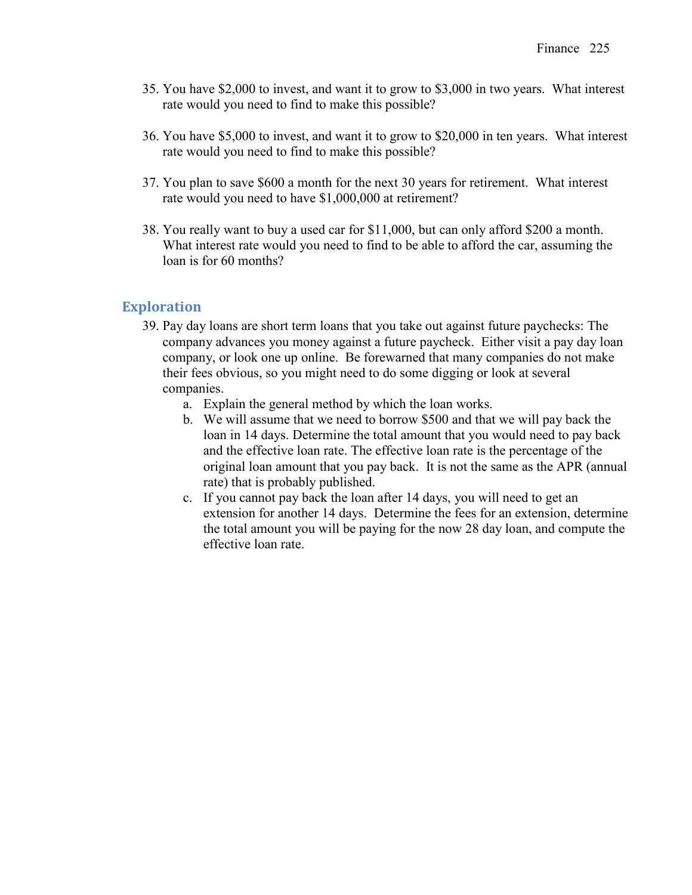35. You have \$2,000 to invest, and want it to grow to \$3,000 in two years. What interest rate would you need to find to make this possible?

36. You have \$5,000 to invest, and want it to grow to \$20,000 in ten years. What interest rate would you need to find to make this possible?

37. You plan to save \$600 a month for the next 30 years for retirement. What interest rate would you need to have \$1,000,000 at retirement?

38. You really want to buy a used car for \$11,000, but can only afford \$200 a month. What interest rate would you need to find to be able to afford the car, assuming the loan is for 60 months?

## Exploration

39. Pay day loans are short term loans that you take out against future paychecks: The company advances you money against a future paycheck. Either visit a pay day loan company, or look one up online. Be forewarned that many companies do not make their fees obvious, so you might need to do some digging or look at several companies.
    a. Explain the general method by which the loan works.
    b. We will assume that we need to borrow \$500 and that we will pay back the loan in 14 days. Determine the total amount that you would need to pay back and the effective loan rate. The effective loan rate is the percentage of the original loan amount that you pay back. It is not the same as the APR (annual rate) that is probably published.
    c. If you cannot pay back the loan after 14 days, you will need to get an extension for another 14 days. Determine the fees for an extension, determine the total amount you will be paying for the now 28 day loan, and compute the effective loan rate.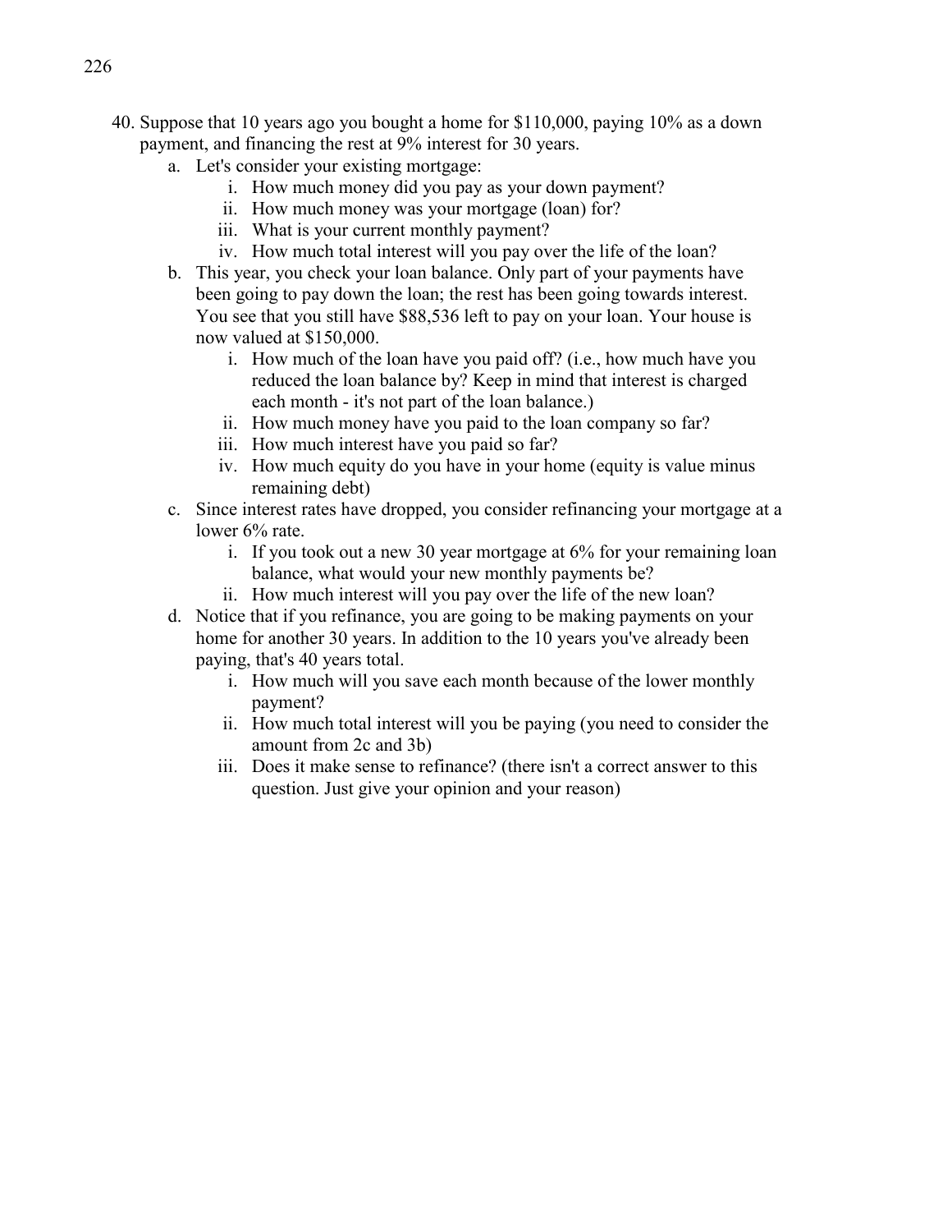40. Suppose that 10 years ago you bought a home for $110,000, paying 10% as a down payment, and financing the rest at 9% interest for 30 years.
    a. Let's consider your existing mortgage:
        i. How much money did you pay as your down payment?
        ii. How much money was your mortgage (loan) for?
        iii. What is your current monthly payment?
        iv. How much total interest will you pay over the life of the loan?
    b. This year, you check your loan balance. Only part of your payments have been going to pay down the loan; the rest has been going towards interest. You see that you still have $88,536 left to pay on your loan. Your house is now valued at $150,000.
        i. How much of the loan have you paid off? (i.e., how much have you reduced the loan balance by? Keep in mind that interest is charged each month - it's not part of the loan balance.)
        ii. How much money have you paid to the loan company so far?
        iii. How much interest have you paid so far?
        iv. How much equity do you have in your home (equity is value minus remaining debt)
    c. Since interest rates have dropped, you consider refinancing your mortgage at a lower 6% rate.
        i. If you took out a new 30 year mortgage at 6% for your remaining loan balance, what would your new monthly payments be?
        ii. How much interest will you pay over the life of the new loan?
    d. Notice that if you refinance, you are going to be making payments on your home for another 30 years. In addition to the 10 years you've already been paying, that's 40 years total.
        i. How much will you save each month because of the lower monthly payment?
        ii. How much total interest will you be paying (you need to consider the amount from 2c and 3b)
        iii. Does it make sense to refinance? (there isn't a correct answer to this question. Just give your opinion and your reason)